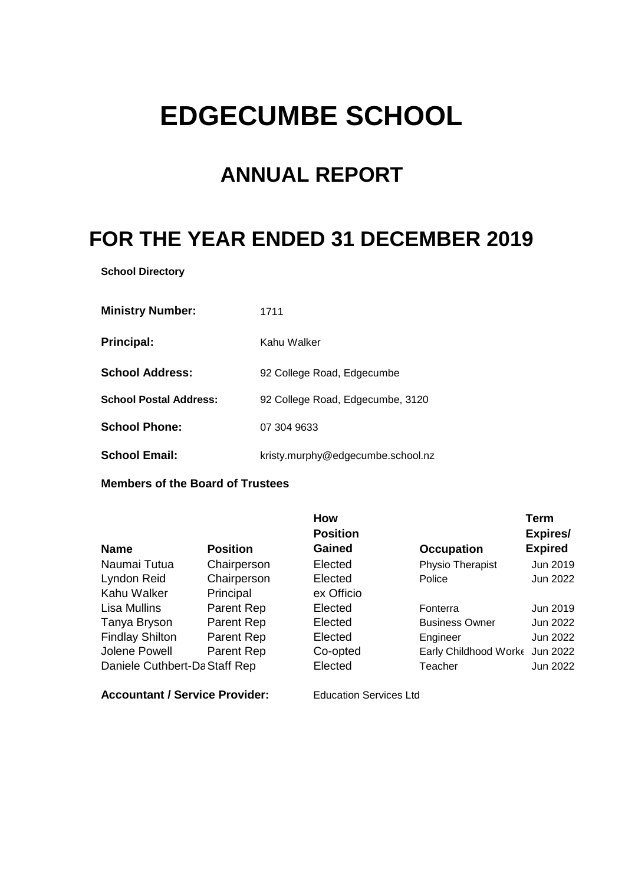# EDGECUMBE SCHOOL

## ANNUAL REPORT

## FOR THE YEAR ENDED 31 DECEMBER 2019

**School Directory**

| | |
|---|---|
| **Ministry Number:** | 1711 |
| **Principal:** | Kahu Walker |
| **School Address:** | 92 College Road, Edgecumbe |
| **School Postal Address:** | 92 College Road, Edgecumbe, 3120 |
| **School Phone:** | 07 304 9633 |
| **School Email:** | kristy.murphy@edgecumbe.school.nz |

**Members of the Board of Trustees**

| Name | Position | How Position Gained | Occupation | Term Expires/ Expired |
|---|---|---|---|---|
| Naumai Tutua | Chairperson | Elected | Physio Therapist | Jun 2019 |
| Lyndon Reid | Chairperson | Elected | Police | Jun 2022 |
| Kahu Walker | Principal | ex Officio | | |
| Lisa Mullins | Parent Rep | Elected | Fonterra | Jun 2019 |
| Tanya Bryson | Parent Rep | Elected | Business Owner | Jun 2022 |
| Findlay Shilton | Parent Rep | Elected | Engineer | Jun 2022 |
| Jolene Powell | Parent Rep | Co-opted | Early Childhood Worke | Jun 2022 |
| Daniele Cuthbert-Da | Staff Rep | Elected | Teacher | Jun 2022 |

**Accountant / Service Provider:** Education Services Ltd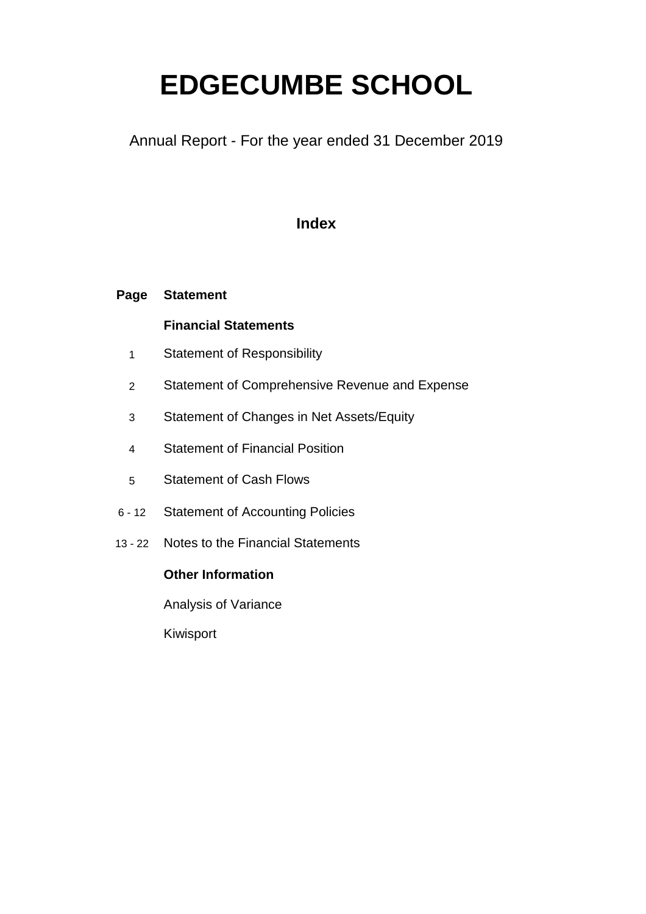# EDGECUMBE SCHOOL

Annual Report - For the year ended 31 December 2019

## Index

| Page | Statement |
|---|---|
| | **Financial Statements** |
| 1 | Statement of Responsibility |
| 2 | Statement of Comprehensive Revenue and Expense |
| 3 | Statement of Changes in Net Assets/Equity |
| 4 | Statement of Financial Position |
| 5 | Statement of Cash Flows |
| 6 - 12 | Statement of Accounting Policies |
| 13 - 22 | Notes to the Financial Statements |
| | **Other Information** |
| | Analysis of Variance |
| | Kiwisport |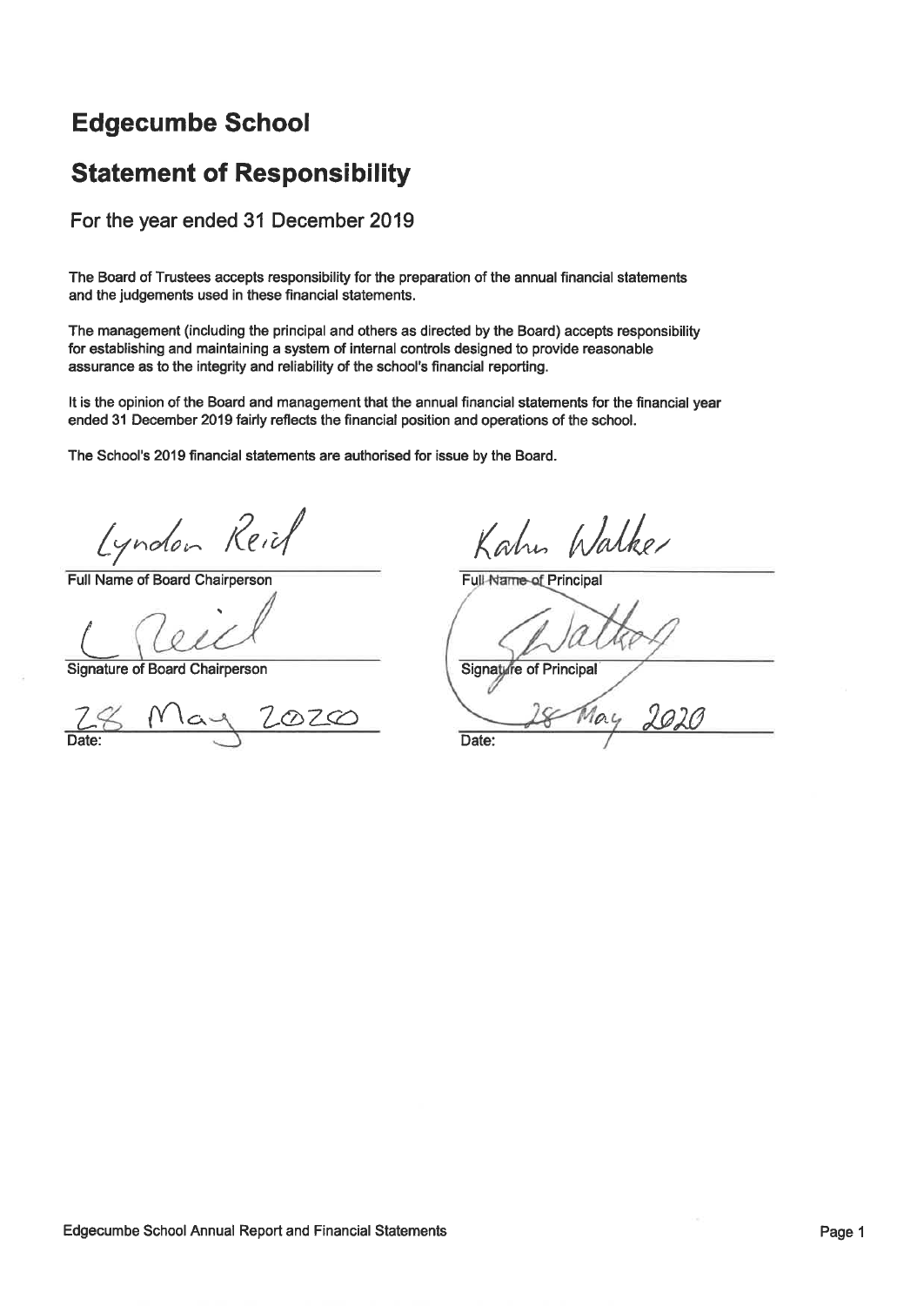# Edgecumbe School

## Statement of Responsibility

For the year ended 31 December 2019

The Board of Trustees accepts responsibility for the preparation of the annual financial statements and the judgements used in these financial statements.

The management (including the principal and others as directed by the Board) accepts responsibility for establishing and maintaining a system of internal controls designed to provide reasonable assurance as to the integrity and reliability of the school's financial reporting.

It is the opinion of the Board and management that the annual financial statements for the financial year ended 31 December 2019 fairly reflects the financial position and operations of the school.

The School's 2019 financial statements are authorised for issue by the Board.

Lyndon Reid

Full Name of Board Chairperson

Signature of Board Chairperson

Date: 28 May 2020

Kahu Walker

Full Name of Principal

Signature of Principal

Date: 28 May 2020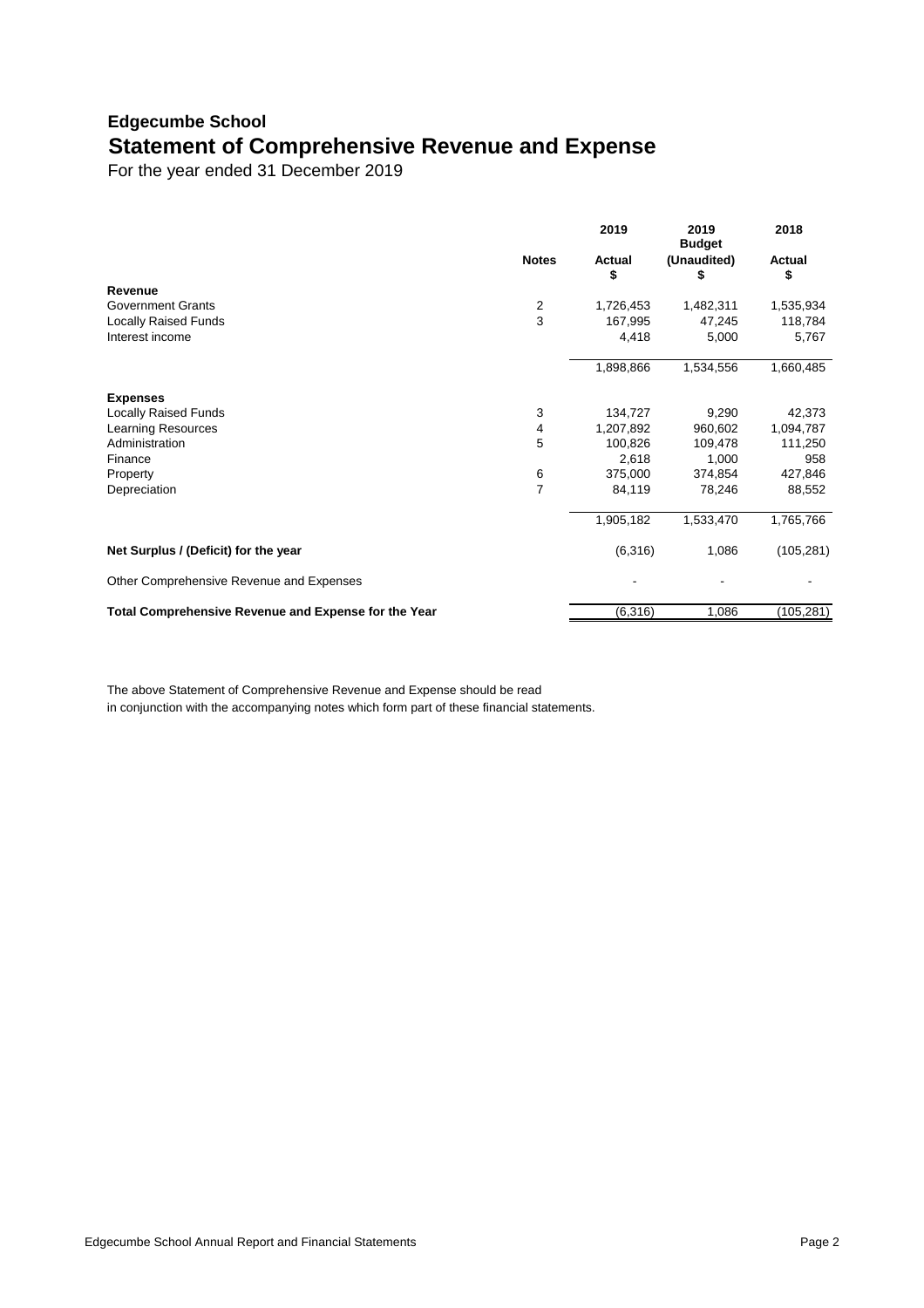# Edgecumbe School

## Statement of Comprehensive Revenue and Expense

For the year ended 31 December 2019

| | Notes | 2019 Actual $ | 2019 Budget (Unaudited) $ | 2018 Actual $ |
|---|---|---|---|---|
| **Revenue** | | | | |
| Government Grants | 2 | 1,726,453 | 1,482,311 | 1,535,934 |
| Locally Raised Funds | 3 | 167,995 | 47,245 | 118,784 |
| Interest income | | 4,418 | 5,000 | 5,767 |
| | | 1,898,866 | 1,534,556 | 1,660,485 |
| **Expenses** | | | | |
| Locally Raised Funds | 3 | 134,727 | 9,290 | 42,373 |
| Learning Resources | 4 | 1,207,892 | 960,602 | 1,094,787 |
| Administration | 5 | 100,826 | 109,478 | 111,250 |
| Finance | | 2,618 | 1,000 | 958 |
| Property | 6 | 375,000 | 374,854 | 427,846 |
| Depreciation | 7 | 84,119 | 78,246 | 88,552 |
| | | 1,905,182 | 1,533,470 | 1,765,766 |
| **Net Surplus / (Deficit) for the year** | | (6,316) | 1,086 | (105,281) |
| Other Comprehensive Revenue and Expenses | | - | - | - |
| **Total Comprehensive Revenue and Expense for the Year** | | (6,316) | 1,086 | (105,281) |

The above Statement of Comprehensive Revenue and Expense should be read in conjunction with the accompanying notes which form part of these financial statements.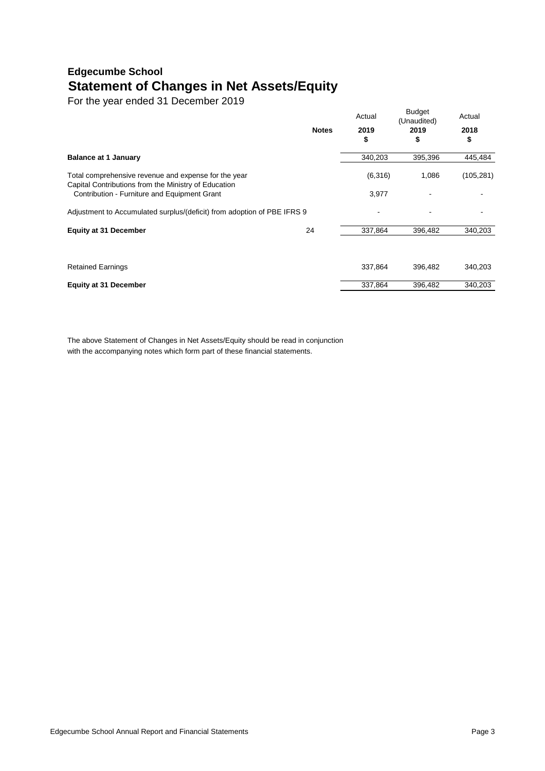# Edgecumbe School

## Statement of Changes in Net Assets/Equity

For the year ended 31 December 2019

| | Notes | Actual 2019 $ | Budget (Unaudited) 2019 $ | Actual 2018 $ |
|---|---|---|---|---|
| **Balance at 1 January** | | 340,203 | 395,396 | 445,484 |
| Total comprehensive revenue and expense for the year | | (6,316) | 1,086 | (105,281) |
| Capital Contributions from the Ministry of Education | | | | |
| Contribution - Furniture and Equipment Grant | | 3,977 | - | - |
| Adjustment to Accumulated surplus/(deficit) from adoption of PBE IFRS 9 | | - | - | - |
| **Equity at 31 December** | 24 | 337,864 | 396,482 | 340,203 |
| | | | | |
| Retained Earnings | | 337,864 | 396,482 | 340,203 |
| **Equity at 31 December** | | 337,864 | 396,482 | 340,203 |

The above Statement of Changes in Net Assets/Equity should be read in conjunction with the accompanying notes which form part of these financial statements.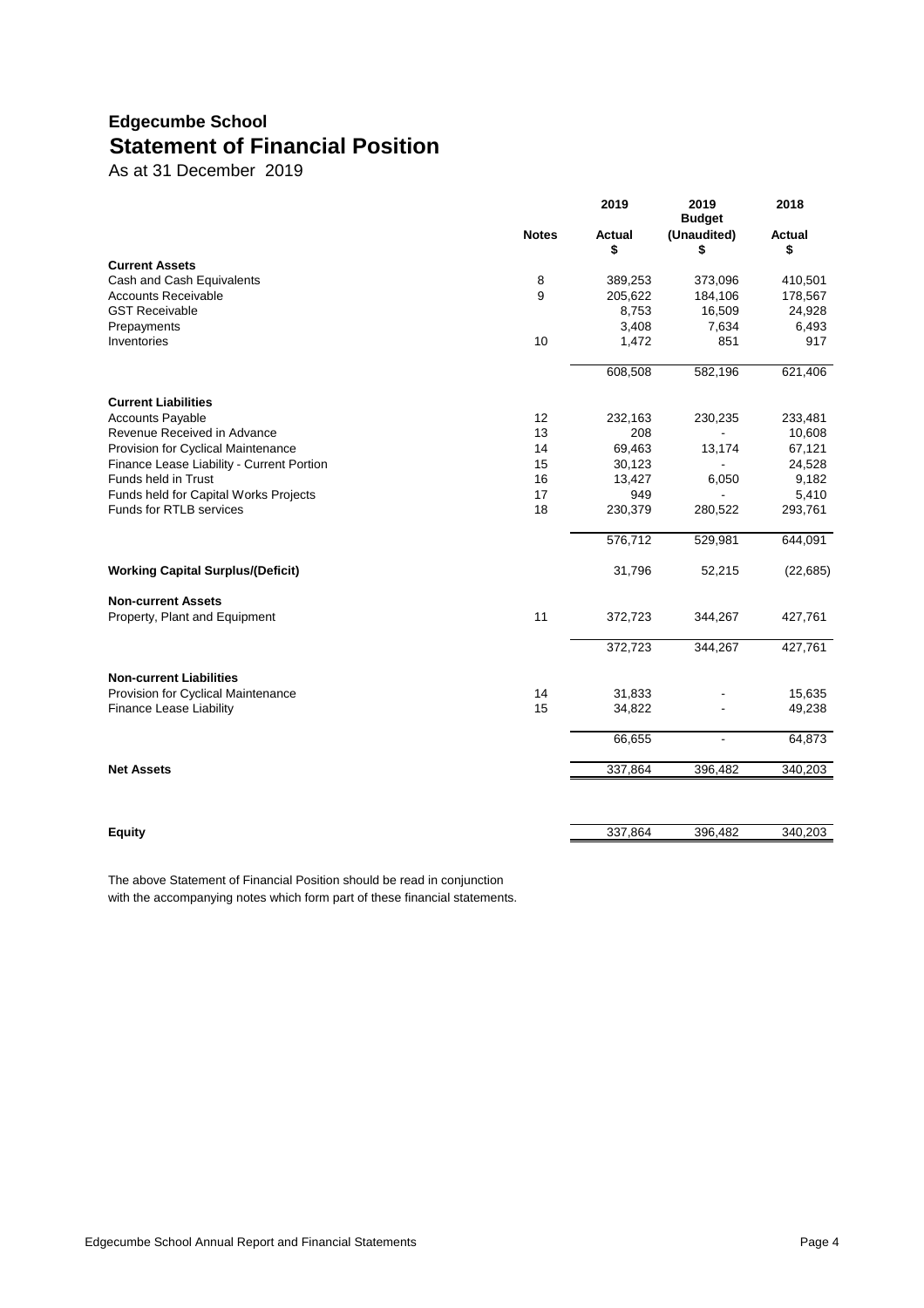# Edgecumbe School

## Statement of Financial Position

As at 31 December 2019

| | Notes | 2019 Actual $ | 2019 Budget (Unaudited) $ | 2018 Actual $ |
|---|---|---|---|---|
| **Current Assets** | | | | |
| Cash and Cash Equivalents | 8 | 389,253 | 373,096 | 410,501 |
| Accounts Receivable | 9 | 205,622 | 184,106 | 178,567 |
| GST Receivable | | 8,753 | 16,509 | 24,928 |
| Prepayments | | 3,408 | 7,634 | 6,493 |
| Inventories | 10 | 1,472 | 851 | 917 |
| | | 608,508 | 582,196 | 621,406 |
| **Current Liabilities** | | | | |
| Accounts Payable | 12 | 232,163 | 230,235 | 233,481 |
| Revenue Received in Advance | 13 | 208 | - | 10,608 |
| Provision for Cyclical Maintenance | 14 | 69,463 | 13,174 | 67,121 |
| Finance Lease Liability - Current Portion | 15 | 30,123 | - | 24,528 |
| Funds held in Trust | 16 | 13,427 | 6,050 | 9,182 |
| Funds held for Capital Works Projects | 17 | 949 | - | 5,410 |
| Funds for RTLB services | 18 | 230,379 | 280,522 | 293,761 |
| | | 576,712 | 529,981 | 644,091 |
| **Working Capital Surplus/(Deficit)** | | 31,796 | 52,215 | (22,685) |
| **Non-current Assets** | | | | |
| Property, Plant and Equipment | 11 | 372,723 | 344,267 | 427,761 |
| | | 372,723 | 344,267 | 427,761 |
| **Non-current Liabilities** | | | | |
| Provision for Cyclical Maintenance | 14 | 31,833 | - | 15,635 |
| Finance Lease Liability | 15 | 34,822 | - | 49,238 |
| | | 66,655 | - | 64,873 |
| **Net Assets** | | 337,864 | 396,482 | 340,203 |
| **Equity** | | 337,864 | 396,482 | 340,203 |

The above Statement of Financial Position should be read in conjunction with the accompanying notes which form part of these financial statements.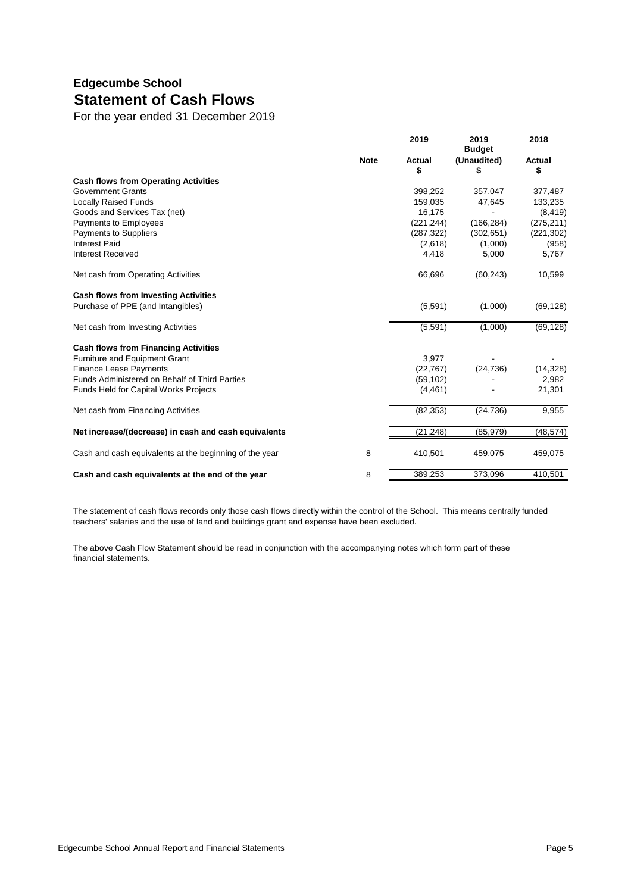# Edgecumbe School

## Statement of Cash Flows

For the year ended 31 December 2019

| | Note | 2019 Actual $ | 2019 Budget (Unaudited) $ | 2018 Actual $ |
|---|---|---|---|---|
| **Cash flows from Operating Activities** | | | | |
| Government Grants | | 398,252 | 357,047 | 377,487 |
| Locally Raised Funds | | 159,035 | 47,645 | 133,235 |
| Goods and Services Tax (net) | | 16,175 | - | (8,419) |
| Payments to Employees | | (221,244) | (166,284) | (275,211) |
| Payments to Suppliers | | (287,322) | (302,651) | (221,302) |
| Interest Paid | | (2,618) | (1,000) | (958) |
| Interest Received | | 4,418 | 5,000 | 5,767 |
| Net cash from Operating Activities | | 66,696 | (60,243) | 10,599 |
| **Cash flows from Investing Activities** | | | | |
| Purchase of PPE (and Intangibles) | | (5,591) | (1,000) | (69,128) |
| Net cash from Investing Activities | | (5,591) | (1,000) | (69,128) |
| **Cash flows from Financing Activities** | | | | |
| Furniture and Equipment Grant | | 3,977 | - | - |
| Finance Lease Payments | | (22,767) | (24,736) | (14,328) |
| Funds Administered on Behalf of Third Parties | | (59,102) | - | 2,982 |
| Funds Held for Capital Works Projects | | (4,461) | - | 21,301 |
| Net cash from Financing Activities | | (82,353) | (24,736) | 9,955 |
| **Net increase/(decrease) in cash and cash equivalents** | | (21,248) | (85,979) | (48,574) |
| Cash and cash equivalents at the beginning of the year | 8 | 410,501 | 459,075 | 459,075 |
| **Cash and cash equivalents at the end of the year** | 8 | 389,253 | 373,096 | 410,501 |

The statement of cash flows records only those cash flows directly within the control of the School. This means centrally funded teachers' salaries and the use of land and buildings grant and expense have been excluded.

The above Cash Flow Statement should be read in conjunction with the accompanying notes which form part of these financial statements.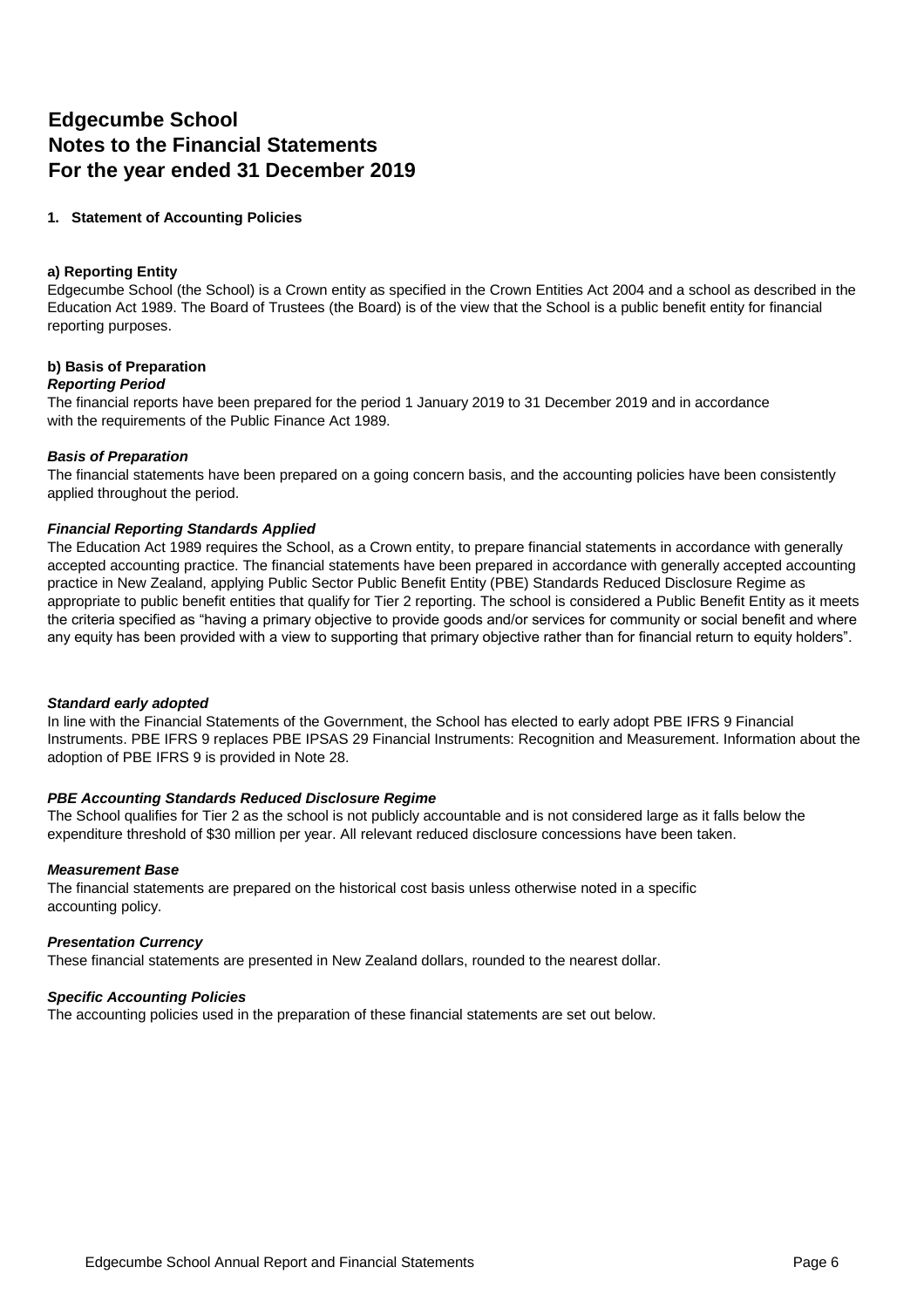# Edgecumbe School
# Notes to the Financial Statements
# For the year ended 31 December 2019

## 1. Statement of Accounting Policies

### a) Reporting Entity

Edgecumbe School (the School) is a Crown entity as specified in the Crown Entities Act 2004 and a school as described in the Education Act 1989. The Board of Trustees (the Board) is of the view that the School is a public benefit entity for financial reporting purposes.

### b) Basis of Preparation

***Reporting Period***

The financial reports have been prepared for the period 1 January 2019 to 31 December 2019 and in accordance with the requirements of the Public Finance Act 1989.

***Basis of Preparation***

The financial statements have been prepared on a going concern basis, and the accounting policies have been consistently applied throughout the period.

***Financial Reporting Standards Applied***

The Education Act 1989 requires the School, as a Crown entity, to prepare financial statements in accordance with generally accepted accounting practice. The financial statements have been prepared in accordance with generally accepted accounting practice in New Zealand, applying Public Sector Public Benefit Entity (PBE) Standards Reduced Disclosure Regime as appropriate to public benefit entities that qualify for Tier 2 reporting. The school is considered a Public Benefit Entity as it meets the criteria specified as "having a primary objective to provide goods and/or services for community or social benefit and where any equity has been provided with a view to supporting that primary objective rather than for financial return to equity holders".

***Standard early adopted***

In line with the Financial Statements of the Government, the School has elected to early adopt PBE IFRS 9 Financial Instruments. PBE IFRS 9 replaces PBE IPSAS 29 Financial Instruments: Recognition and Measurement. Information about the adoption of PBE IFRS 9 is provided in Note 28.

***PBE Accounting Standards Reduced Disclosure Regime***

The School qualifies for Tier 2 as the school is not publicly accountable and is not considered large as it falls below the expenditure threshold of $30 million per year. All relevant reduced disclosure concessions have been taken.

***Measurement Base***

The financial statements are prepared on the historical cost basis unless otherwise noted in a specific accounting policy.

***Presentation Currency***

These financial statements are presented in New Zealand dollars, rounded to the nearest dollar.

***Specific Accounting Policies***

The accounting policies used in the preparation of these financial statements are set out below.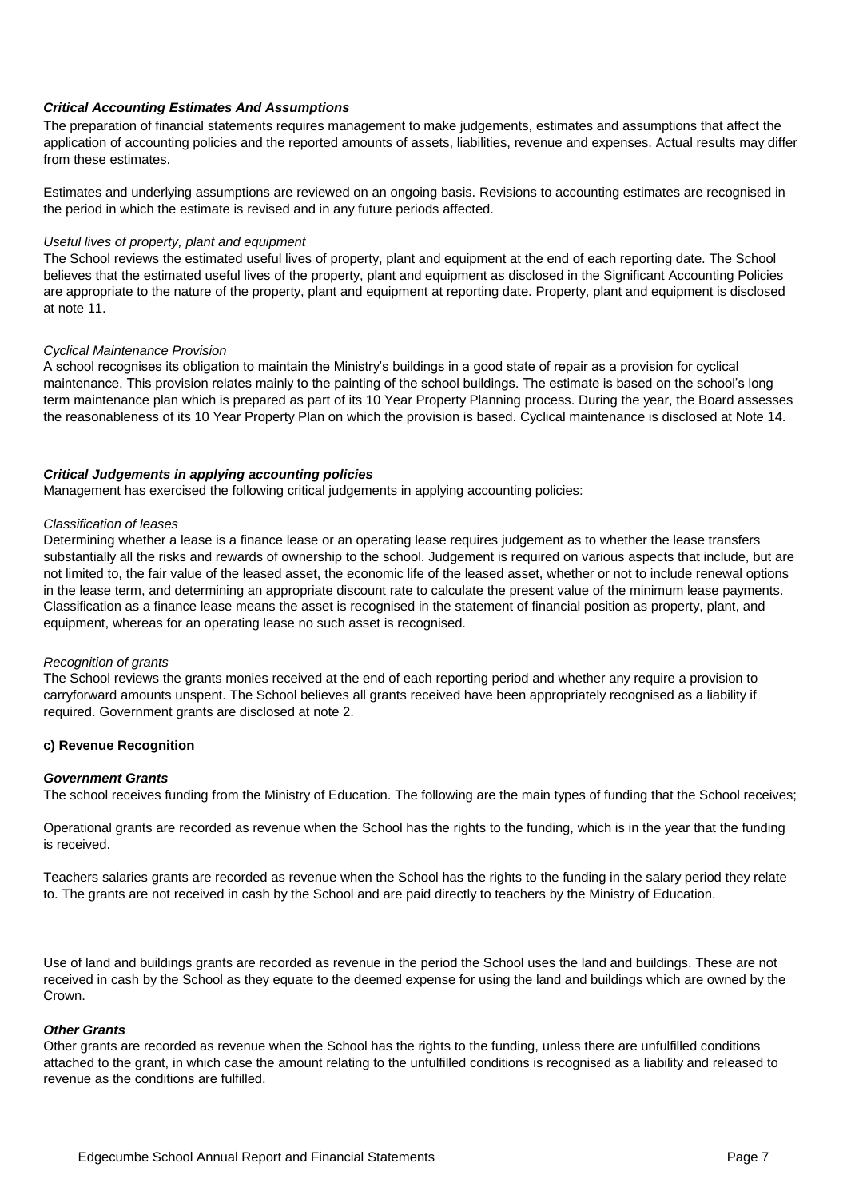***Critical Accounting Estimates And Assumptions***

The preparation of financial statements requires management to make judgements, estimates and assumptions that affect the application of accounting policies and the reported amounts of assets, liabilities, revenue and expenses. Actual results may differ from these estimates.

Estimates and underlying assumptions are reviewed on an ongoing basis. Revisions to accounting estimates are recognised in the period in which the estimate is revised and in any future periods affected.

*Useful lives of property, plant and equipment*

The School reviews the estimated useful lives of property, plant and equipment at the end of each reporting date. The School believes that the estimated useful lives of the property, plant and equipment as disclosed in the Significant Accounting Policies are appropriate to the nature of the property, plant and equipment at reporting date. Property, plant and equipment is disclosed at note 11.

*Cyclical Maintenance Provision*

A school recognises its obligation to maintain the Ministry's buildings in a good state of repair as a provision for cyclical maintenance. This provision relates mainly to the painting of the school buildings. The estimate is based on the school's long term maintenance plan which is prepared as part of its 10 Year Property Planning process. During the year, the Board assesses the reasonableness of its 10 Year Property Plan on which the provision is based. Cyclical maintenance is disclosed at Note 14.

***Critical Judgements in applying accounting policies***

Management has exercised the following critical judgements in applying accounting policies:

*Classification of leases*

Determining whether a lease is a finance lease or an operating lease requires judgement as to whether the lease transfers substantially all the risks and rewards of ownership to the school. Judgement is required on various aspects that include, but are not limited to, the fair value of the leased asset, the economic life of the leased asset, whether or not to include renewal options in the lease term, and determining an appropriate discount rate to calculate the present value of the minimum lease payments. Classification as a finance lease means the asset is recognised in the statement of financial position as property, plant, and equipment, whereas for an operating lease no such asset is recognised.

*Recognition of grants*

The School reviews the grants monies received at the end of each reporting period and whether any require a provision to carryforward amounts unspent. The School believes all grants received have been appropriately recognised as a liability if required. Government grants are disclosed at note 2.

**c) Revenue Recognition**

***Government Grants***

The school receives funding from the Ministry of Education. The following are the main types of funding that the School receives;

Operational grants are recorded as revenue when the School has the rights to the funding, which is in the year that the funding is received.

Teachers salaries grants are recorded as revenue when the School has the rights to the funding in the salary period they relate to. The grants are not received in cash by the School and are paid directly to teachers by the Ministry of Education.

Use of land and buildings grants are recorded as revenue in the period the School uses the land and buildings. These are not received in cash by the School as they equate to the deemed expense for using the land and buildings which are owned by the Crown.

***Other Grants***

Other grants are recorded as revenue when the School has the rights to the funding, unless there are unfulfilled conditions attached to the grant, in which case the amount relating to the unfulfilled conditions is recognised as a liability and released to revenue as the conditions are fulfilled.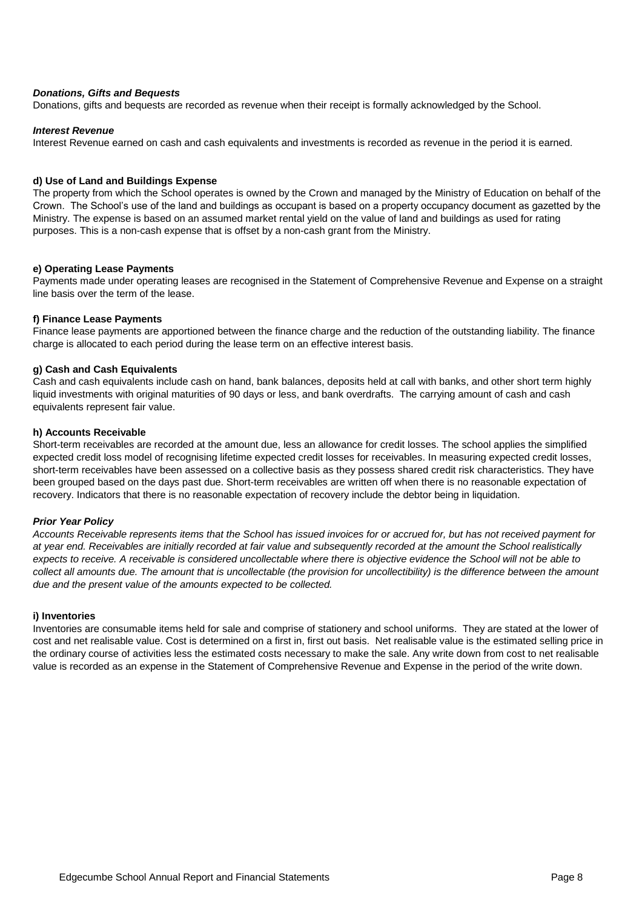***Donations, Gifts and Bequests***

Donations, gifts and bequests are recorded as revenue when their receipt is formally acknowledged by the School.

***Interest Revenue***

Interest Revenue earned on cash and cash equivalents and investments is recorded as revenue in the period it is earned.

**d) Use of Land and Buildings Expense**

The property from which the School operates is owned by the Crown and managed by the Ministry of Education on behalf of the Crown. The School's use of the land and buildings as occupant is based on a property occupancy document as gazetted by the Ministry. The expense is based on an assumed market rental yield on the value of land and buildings as used for rating purposes. This is a non-cash expense that is offset by a non-cash grant from the Ministry.

**e) Operating Lease Payments**

Payments made under operating leases are recognised in the Statement of Comprehensive Revenue and Expense on a straight line basis over the term of the lease.

**f) Finance Lease Payments**

Finance lease payments are apportioned between the finance charge and the reduction of the outstanding liability. The finance charge is allocated to each period during the lease term on an effective interest basis.

**g) Cash and Cash Equivalents**

Cash and cash equivalents include cash on hand, bank balances, deposits held at call with banks, and other short term highly liquid investments with original maturities of 90 days or less, and bank overdrafts. The carrying amount of cash and cash equivalents represent fair value.

**h) Accounts Receivable**

Short-term receivables are recorded at the amount due, less an allowance for credit losses. The school applies the simplified expected credit loss model of recognising lifetime expected credit losses for receivables. In measuring expected credit losses, short-term receivables have been assessed on a collective basis as they possess shared credit risk characteristics. They have been grouped based on the days past due. Short-term receivables are written off when there is no reasonable expectation of recovery. Indicators that there is no reasonable expectation of recovery include the debtor being in liquidation.

***Prior Year Policy***

*Accounts Receivable represents items that the School has issued invoices for or accrued for, but has not received payment for at year end. Receivables are initially recorded at fair value and subsequently recorded at the amount the School realistically expects to receive. A receivable is considered uncollectable where there is objective evidence the School will not be able to collect all amounts due. The amount that is uncollectable (the provision for uncollectibility) is the difference between the amount due and the present value of the amounts expected to be collected.*

**i) Inventories**

Inventories are consumable items held for sale and comprise of stationery and school uniforms. They are stated at the lower of cost and net realisable value. Cost is determined on a first in, first out basis. Net realisable value is the estimated selling price in the ordinary course of activities less the estimated costs necessary to make the sale. Any write down from cost to net realisable value is recorded as an expense in the Statement of Comprehensive Revenue and Expense in the period of the write down.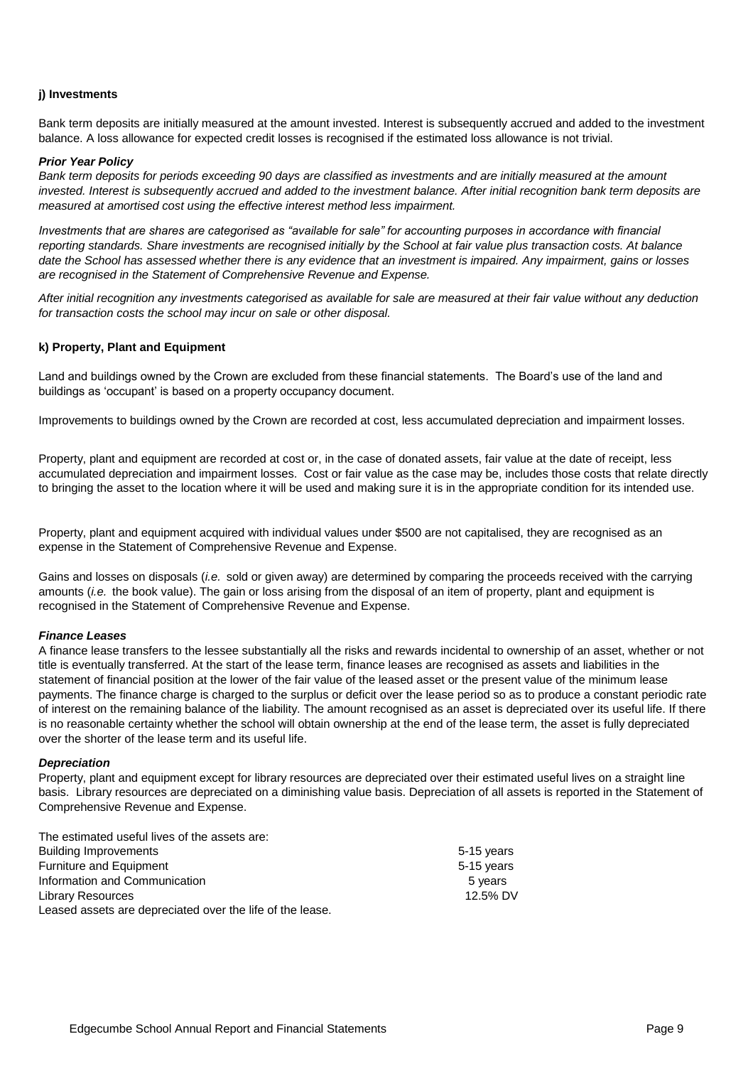**j) Investments**

Bank term deposits are initially measured at the amount invested. Interest is subsequently accrued and added to the investment balance. A loss allowance for expected credit losses is recognised if the estimated loss allowance is not trivial.

***Prior Year Policy***

*Bank term deposits for periods exceeding 90 days are classified as investments and are initially measured at the amount invested. Interest is subsequently accrued and added to the investment balance. After initial recognition bank term deposits are measured at amortised cost using the effective interest method less impairment.*

*Investments that are shares are categorised as "available for sale" for accounting purposes in accordance with financial reporting standards. Share investments are recognised initially by the School at fair value plus transaction costs. At balance date the School has assessed whether there is any evidence that an investment is impaired. Any impairment, gains or losses are recognised in the Statement of Comprehensive Revenue and Expense.*

*After initial recognition any investments categorised as available for sale are measured at their fair value without any deduction for transaction costs the school may incur on sale or other disposal.*

**k) Property, Plant and Equipment**

Land and buildings owned by the Crown are excluded from these financial statements. The Board's use of the land and buildings as 'occupant' is based on a property occupancy document.

Improvements to buildings owned by the Crown are recorded at cost, less accumulated depreciation and impairment losses.

Property, plant and equipment are recorded at cost or, in the case of donated assets, fair value at the date of receipt, less accumulated depreciation and impairment losses. Cost or fair value as the case may be, includes those costs that relate directly to bringing the asset to the location where it will be used and making sure it is in the appropriate condition for its intended use.

Property, plant and equipment acquired with individual values under $500 are not capitalised, they are recognised as an expense in the Statement of Comprehensive Revenue and Expense.

Gains and losses on disposals (*i.e.* sold or given away) are determined by comparing the proceeds received with the carrying amounts (*i.e.* the book value). The gain or loss arising from the disposal of an item of property, plant and equipment is recognised in the Statement of Comprehensive Revenue and Expense.

***Finance Leases***

A finance lease transfers to the lessee substantially all the risks and rewards incidental to ownership of an asset, whether or not title is eventually transferred. At the start of the lease term, finance leases are recognised as assets and liabilities in the statement of financial position at the lower of the fair value of the leased asset or the present value of the minimum lease payments. The finance charge is charged to the surplus or deficit over the lease period so as to produce a constant periodic rate of interest on the remaining balance of the liability. The amount recognised as an asset is depreciated over its useful life. If there is no reasonable certainty whether the school will obtain ownership at the end of the lease term, the asset is fully depreciated over the shorter of the lease term and its useful life.

***Depreciation***

Property, plant and equipment except for library resources are depreciated over their estimated useful lives on a straight line basis. Library resources are depreciated on a diminishing value basis. Depreciation of all assets is reported in the Statement of Comprehensive Revenue and Expense.

The estimated useful lives of the assets are:

| | |
|---|---|
| Building Improvements | 5-15 years |
| Furniture and Equipment | 5-15 years |
| Information and Communication | 5 years |
| Library Resources | 12.5% DV |

Leased assets are depreciated over the life of the lease.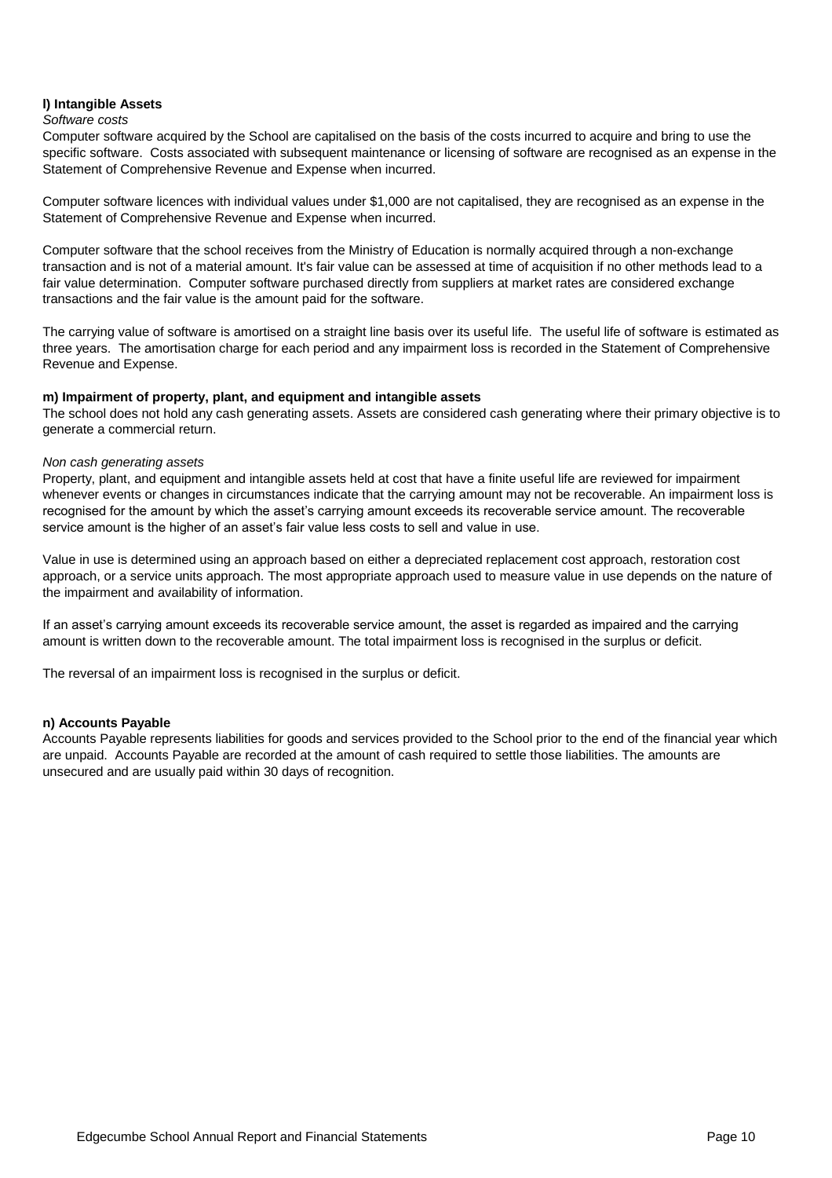**l) Intangible Assets**

*Software costs*

Computer software acquired by the School are capitalised on the basis of the costs incurred to acquire and bring to use the specific software. Costs associated with subsequent maintenance or licensing of software are recognised as an expense in the Statement of Comprehensive Revenue and Expense when incurred.

Computer software licences with individual values under $1,000 are not capitalised, they are recognised as an expense in the Statement of Comprehensive Revenue and Expense when incurred.

Computer software that the school receives from the Ministry of Education is normally acquired through a non-exchange transaction and is not of a material amount. It's fair value can be assessed at time of acquisition if no other methods lead to a fair value determination. Computer software purchased directly from suppliers at market rates are considered exchange transactions and the fair value is the amount paid for the software.

The carrying value of software is amortised on a straight line basis over its useful life. The useful life of software is estimated as three years. The amortisation charge for each period and any impairment loss is recorded in the Statement of Comprehensive Revenue and Expense.

**m) Impairment of property, plant, and equipment and intangible assets**

The school does not hold any cash generating assets. Assets are considered cash generating where their primary objective is to generate a commercial return.

*Non cash generating assets*

Property, plant, and equipment and intangible assets held at cost that have a finite useful life are reviewed for impairment whenever events or changes in circumstances indicate that the carrying amount may not be recoverable. An impairment loss is recognised for the amount by which the asset's carrying amount exceeds its recoverable service amount. The recoverable service amount is the higher of an asset's fair value less costs to sell and value in use.

Value in use is determined using an approach based on either a depreciated replacement cost approach, restoration cost approach, or a service units approach. The most appropriate approach used to measure value in use depends on the nature of the impairment and availability of information.

If an asset's carrying amount exceeds its recoverable service amount, the asset is regarded as impaired and the carrying amount is written down to the recoverable amount. The total impairment loss is recognised in the surplus or deficit.

The reversal of an impairment loss is recognised in the surplus or deficit.

**n) Accounts Payable**

Accounts Payable represents liabilities for goods and services provided to the School prior to the end of the financial year which are unpaid. Accounts Payable are recorded at the amount of cash required to settle those liabilities. The amounts are unsecured and are usually paid within 30 days of recognition.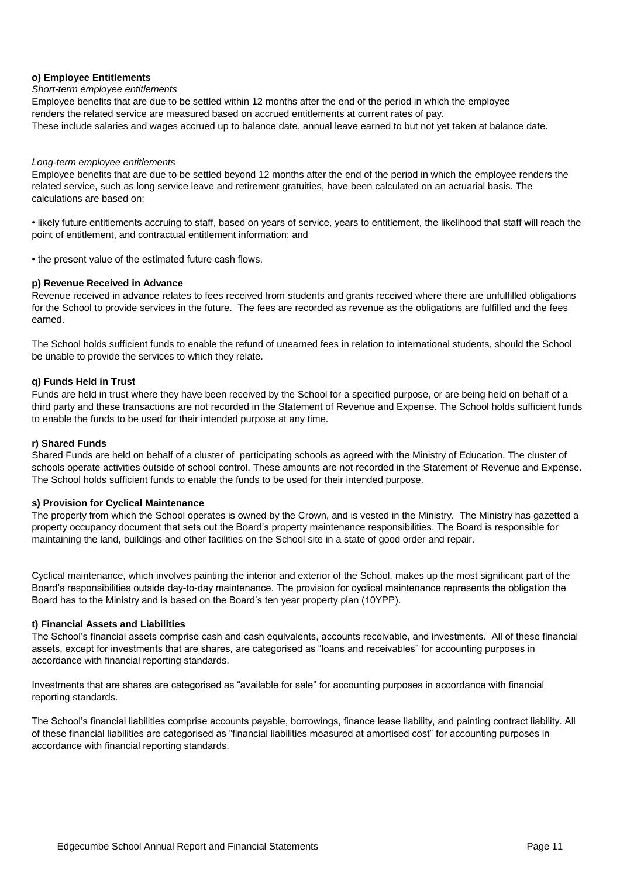**o) Employee Entitlements**

*Short-term employee entitlements*

Employee benefits that are due to be settled within 12 months after the end of the period in which the employee renders the related service are measured based on accrued entitlements at current rates of pay.
These include salaries and wages accrued up to balance date, annual leave earned to but not yet taken at balance date.

*Long-term employee entitlements*

Employee benefits that are due to be settled beyond 12 months after the end of the period in which the employee renders the related service, such as long service leave and retirement gratuities, have been calculated on an actuarial basis. The calculations are based on:

• likely future entitlements accruing to staff, based on years of service, years to entitlement, the likelihood that staff will reach the point of entitlement, and contractual entitlement information; and

• the present value of the estimated future cash flows.

**p) Revenue Received in Advance**

Revenue received in advance relates to fees received from students and grants received where there are unfulfilled obligations for the School to provide services in the future. The fees are recorded as revenue as the obligations are fulfilled and the fees earned.

The School holds sufficient funds to enable the refund of unearned fees in relation to international students, should the School be unable to provide the services to which they relate.

**q) Funds Held in Trust**

Funds are held in trust where they have been received by the School for a specified purpose, or are being held on behalf of a third party and these transactions are not recorded in the Statement of Revenue and Expense. The School holds sufficient funds to enable the funds to be used for their intended purpose at any time.

**r) Shared Funds**

Shared Funds are held on behalf of a cluster of participating schools as agreed with the Ministry of Education. The cluster of schools operate activities outside of school control. These amounts are not recorded in the Statement of Revenue and Expense. The School holds sufficient funds to enable the funds to be used for their intended purpose.

**s) Provision for Cyclical Maintenance**

The property from which the School operates is owned by the Crown, and is vested in the Ministry. The Ministry has gazetted a property occupancy document that sets out the Board's property maintenance responsibilities. The Board is responsible for maintaining the land, buildings and other facilities on the School site in a state of good order and repair.

Cyclical maintenance, which involves painting the interior and exterior of the School, makes up the most significant part of the Board's responsibilities outside day-to-day maintenance. The provision for cyclical maintenance represents the obligation the Board has to the Ministry and is based on the Board's ten year property plan (10YPP).

**t) Financial Assets and Liabilities**

The School's financial assets comprise cash and cash equivalents, accounts receivable, and investments. All of these financial assets, except for investments that are shares, are categorised as "loans and receivables" for accounting purposes in accordance with financial reporting standards.

Investments that are shares are categorised as "available for sale" for accounting purposes in accordance with financial reporting standards.

The School's financial liabilities comprise accounts payable, borrowings, finance lease liability, and painting contract liability. All of these financial liabilities are categorised as "financial liabilities measured at amortised cost" for accounting purposes in accordance with financial reporting standards.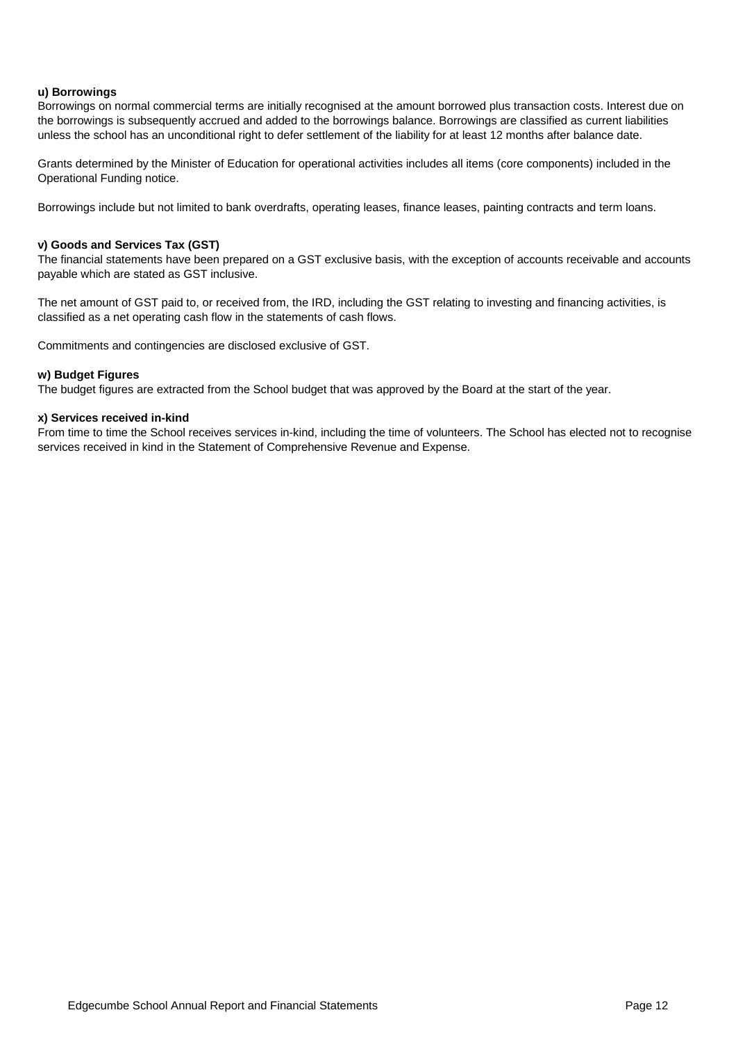**u) Borrowings**

Borrowings on normal commercial terms are initially recognised at the amount borrowed plus transaction costs. Interest due on the borrowings is subsequently accrued and added to the borrowings balance. Borrowings are classified as current liabilities unless the school has an unconditional right to defer settlement of the liability for at least 12 months after balance date.

Grants determined by the Minister of Education for operational activities includes all items (core components) included in the Operational Funding notice.

Borrowings include but not limited to bank overdrafts, operating leases, finance leases, painting contracts and term loans.

**v) Goods and Services Tax (GST)**

The financial statements have been prepared on a GST exclusive basis, with the exception of accounts receivable and accounts payable which are stated as GST inclusive.

The net amount of GST paid to, or received from, the IRD, including the GST relating to investing and financing activities, is classified as a net operating cash flow in the statements of cash flows.

Commitments and contingencies are disclosed exclusive of GST.

**w) Budget Figures**

The budget figures are extracted from the School budget that was approved by the Board at the start of the year.

**x) Services received in-kind**

From time to time the School receives services in-kind, including the time of volunteers. The School has elected not to recognise services received in kind in the Statement of Comprehensive Revenue and Expense.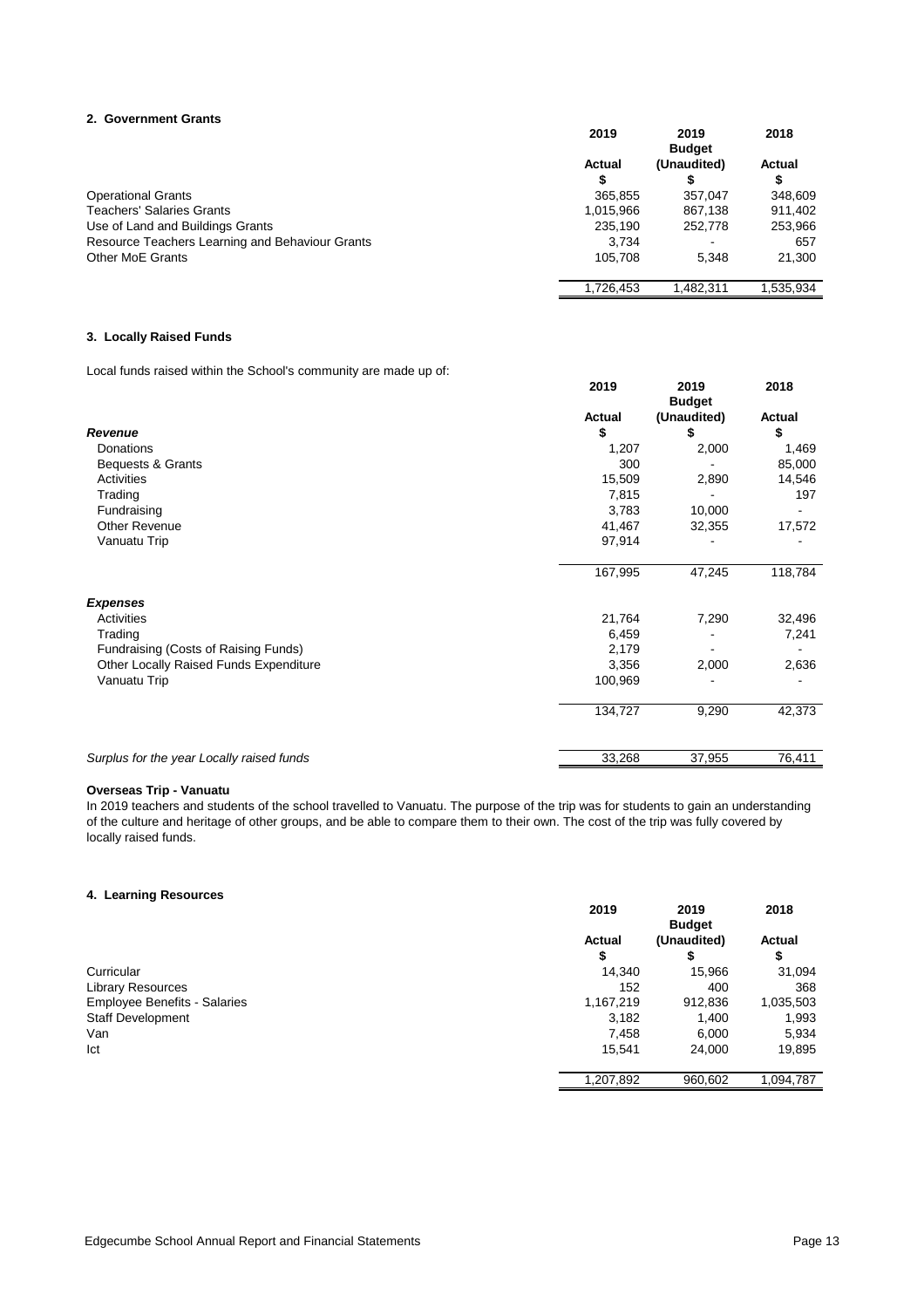## 2. Government Grants

| | 2019 Actual $ | 2019 Budget (Unaudited) $ | 2018 Actual $ |
|---|---|---|---|
| Operational Grants | 365,855 | 357,047 | 348,609 |
| Teachers' Salaries Grants | 1,015,966 | 867,138 | 911,402 |
| Use of Land and Buildings Grants | 235,190 | 252,778 | 253,966 |
| Resource Teachers Learning and Behaviour Grants | 3,734 | - | 657 |
| Other MoE Grants | 105,708 | 5,348 | 21,300 |
| | 1,726,453 | 1,482,311 | 1,535,934 |

## 3. Locally Raised Funds

Local funds raised within the School's community are made up of:

| | 2019 Actual $ | 2019 Budget (Unaudited) $ | 2018 Actual $ |
|---|---|---|---|
| ***Revenue*** | | | |
| Donations | 1,207 | 2,000 | 1,469 |
| Bequests & Grants | 300 | - | 85,000 |
| Activities | 15,509 | 2,890 | 14,546 |
| Trading | 7,815 | - | 197 |
| Fundraising | 3,783 | 10,000 | - |
| Other Revenue | 41,467 | 32,355 | 17,572 |
| Vanuatu Trip | 97,914 | - | - |
| | 167,995 | 47,245 | 118,784 |
| ***Expenses*** | | | |
| Activities | 21,764 | 7,290 | 32,496 |
| Trading | 6,459 | - | 7,241 |
| Fundraising (Costs of Raising Funds) | 2,179 | - | - |
| Other Locally Raised Funds Expenditure | 3,356 | 2,000 | 2,636 |
| Vanuatu Trip | 100,969 | - | - |
| | 134,727 | 9,290 | 42,373 |
| *Surplus for the year Locally raised funds* | 33,268 | 37,955 | 76,411 |

**Overseas Trip - Vanuatu**

In 2019 teachers and students of the school travelled to Vanuatu. The purpose of the trip was for students to gain an understanding of the culture and heritage of other groups, and be able to compare them to their own. The cost of the trip was fully covered by locally raised funds.

## 4. Learning Resources

| | 2019 Actual $ | 2019 Budget (Unaudited) $ | 2018 Actual $ |
|---|---|---|---|
| Curricular | 14,340 | 15,966 | 31,094 |
| Library Resources | 152 | 400 | 368 |
| Employee Benefits - Salaries | 1,167,219 | 912,836 | 1,035,503 |
| Staff Development | 3,182 | 1,400 | 1,993 |
| Van | 7,458 | 6,000 | 5,934 |
| Ict | 15,541 | 24,000 | 19,895 |
| | 1,207,892 | 960,602 | 1,094,787 |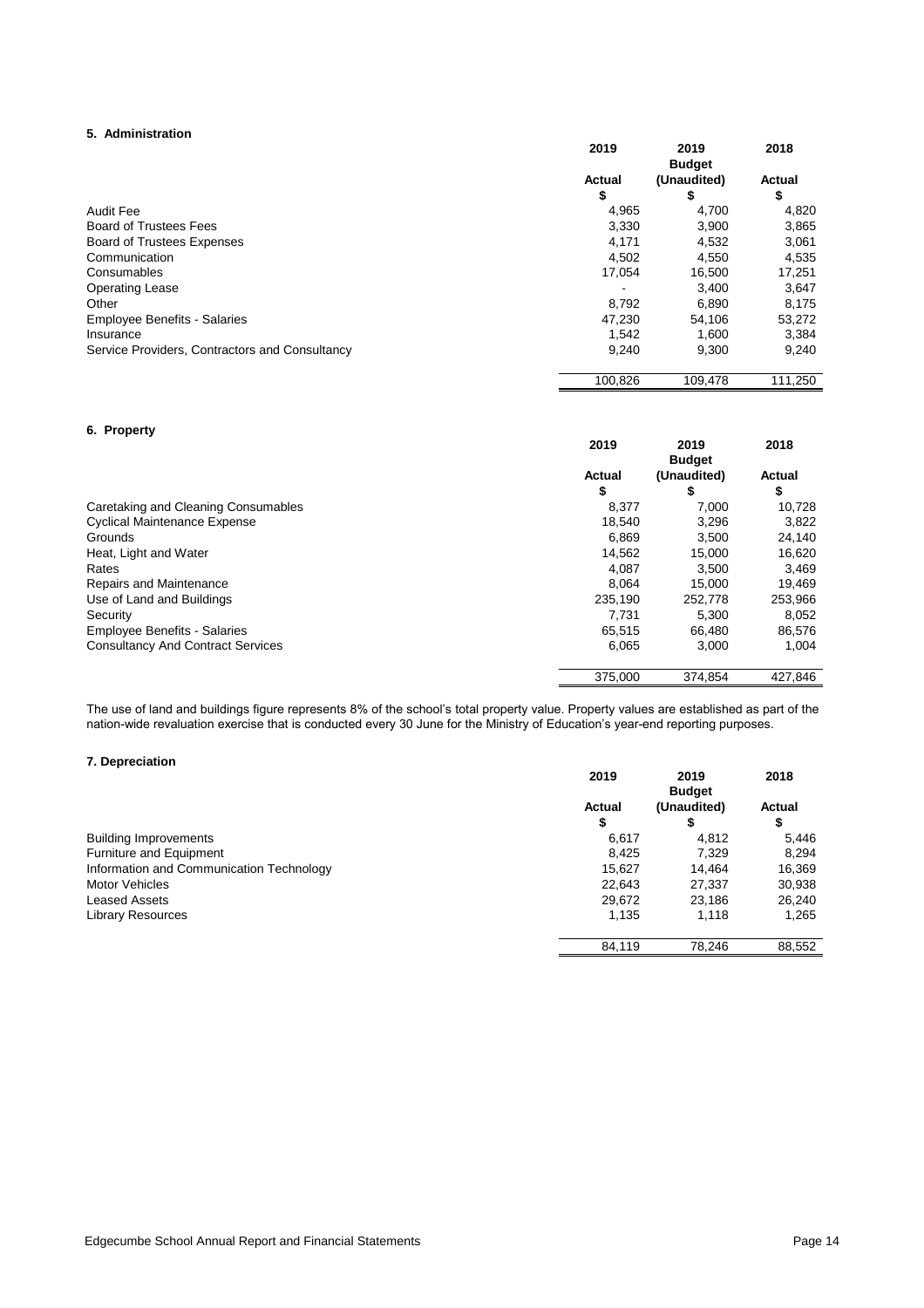## 5. Administration

| | 2019 | 2019 Budget | 2018 |
|---|---|---|---|
| | Actual | (Unaudited) | Actual |
| | $ | $ | $ |
| Audit Fee | 4,965 | 4,700 | 4,820 |
| Board of Trustees Fees | 3,330 | 3,900 | 3,865 |
| Board of Trustees Expenses | 4,171 | 4,532 | 3,061 |
| Communication | 4,502 | 4,550 | 4,535 |
| Consumables | 17,054 | 16,500 | 17,251 |
| Operating Lease | - | 3,400 | 3,647 |
| Other | 8,792 | 6,890 | 8,175 |
| Employee Benefits - Salaries | 47,230 | 54,106 | 53,272 |
| Insurance | 1,542 | 1,600 | 3,384 |
| Service Providers, Contractors and Consultancy | 9,240 | 9,300 | 9,240 |
| | 100,826 | 109,478 | 111,250 |

## 6. Property

| | 2019 | 2019 Budget | 2018 |
|---|---|---|---|
| | Actual | (Unaudited) | Actual |
| | $ | $ | $ |
| Caretaking and Cleaning Consumables | 8,377 | 7,000 | 10,728 |
| Cyclical Maintenance Expense | 18,540 | 3,296 | 3,822 |
| Grounds | 6,869 | 3,500 | 24,140 |
| Heat, Light and Water | 14,562 | 15,000 | 16,620 |
| Rates | 4,087 | 3,500 | 3,469 |
| Repairs and Maintenance | 8,064 | 15,000 | 19,469 |
| Use of Land and Buildings | 235,190 | 252,778 | 253,966 |
| Security | 7,731 | 5,300 | 8,052 |
| Employee Benefits - Salaries | 65,515 | 66,480 | 86,576 |
| Consultancy And Contract Services | 6,065 | 3,000 | 1,004 |
| | 375,000 | 374,854 | 427,846 |

The use of land and buildings figure represents 8% of the school's total property value. Property values are established as part of the nation-wide revaluation exercise that is conducted every 30 June for the Ministry of Education's year-end reporting purposes.

## 7. Depreciation

| | 2019 | 2019 Budget | 2018 |
|---|---|---|---|
| | Actual | (Unaudited) | Actual |
| | $ | $ | $ |
| Building Improvements | 6,617 | 4,812 | 5,446 |
| Furniture and Equipment | 8,425 | 7,329 | 8,294 |
| Information and Communication Technology | 15,627 | 14,464 | 16,369 |
| Motor Vehicles | 22,643 | 27,337 | 30,938 |
| Leased Assets | 29,672 | 23,186 | 26,240 |
| Library Resources | 1,135 | 1,118 | 1,265 |
| | 84,119 | 78,246 | 88,552 |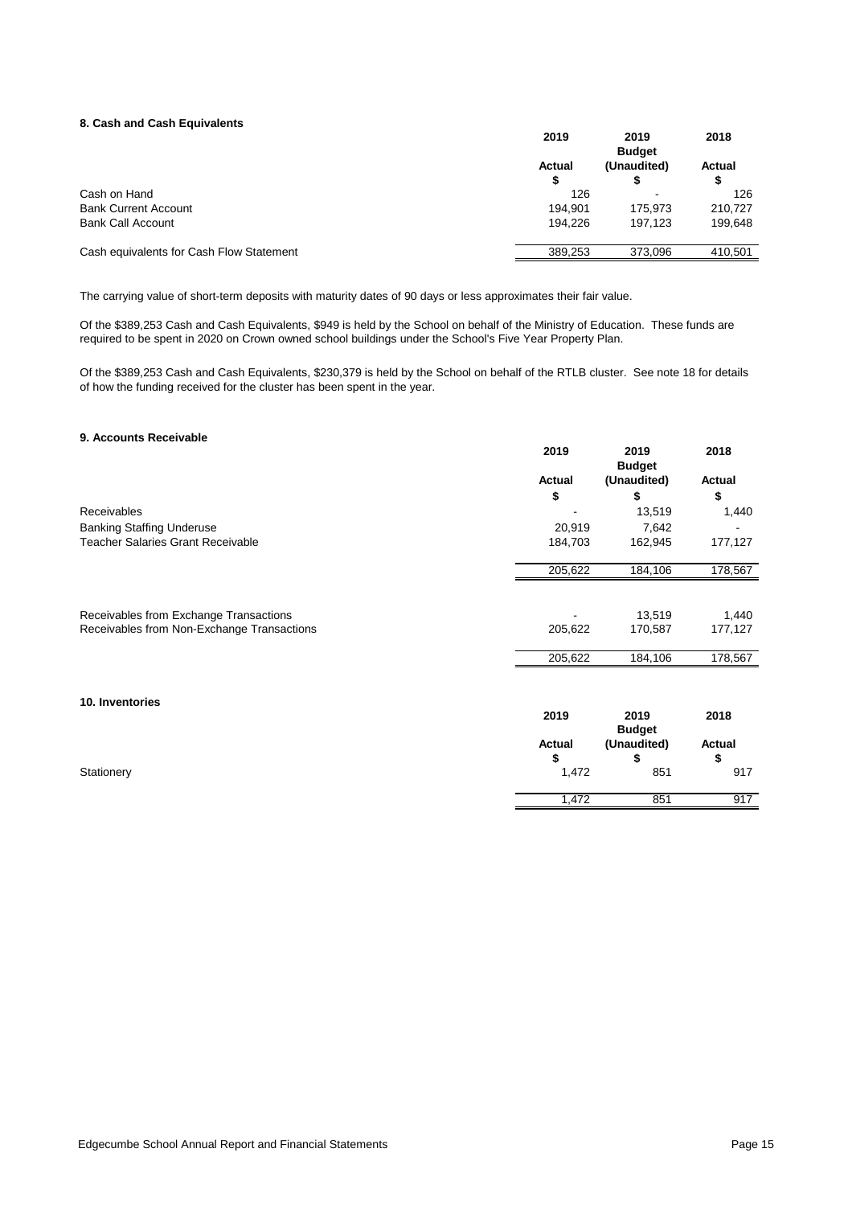### 8. Cash and Cash Equivalents

| | 2019 Actual $ | 2019 Budget (Unaudited) $ | 2018 Actual $ |
|---|---|---|---|
| Cash on Hand | 126 | - | 126 |
| Bank Current Account | 194,901 | 175,973 | 210,727 |
| Bank Call Account | 194,226 | 197,123 | 199,648 |
| Cash equivalents for Cash Flow Statement | 389,253 | 373,096 | 410,501 |

The carrying value of short-term deposits with maturity dates of 90 days or less approximates their fair value.

Of the $389,253 Cash and Cash Equivalents, $949 is held by the School on behalf of the Ministry of Education. These funds are required to be spent in 2020 on Crown owned school buildings under the School's Five Year Property Plan.

Of the $389,253 Cash and Cash Equivalents, $230,379 is held by the School on behalf of the RTLB cluster. See note 18 for details of how the funding received for the cluster has been spent in the year.

### 9. Accounts Receivable

| | 2019 Actual $ | 2019 Budget (Unaudited) $ | 2018 Actual $ |
|---|---|---|---|
| Receivables | - | 13,519 | 1,440 |
| Banking Staffing Underuse | 20,919 | 7,642 | - |
| Teacher Salaries Grant Receivable | 184,703 | 162,945 | 177,127 |
| | 205,622 | 184,106 | 178,567 |
| | | | |
| Receivables from Exchange Transactions | - | 13,519 | 1,440 |
| Receivables from Non-Exchange Transactions | 205,622 | 170,587 | 177,127 |
| | 205,622 | 184,106 | 178,567 |

### 10. Inventories

| | 2019 Actual $ | 2019 Budget (Unaudited) $ | 2018 Actual $ |
|---|---|---|---|
| Stationery | 1,472 | 851 | 917 |
| | 1,472 | 851 | 917 |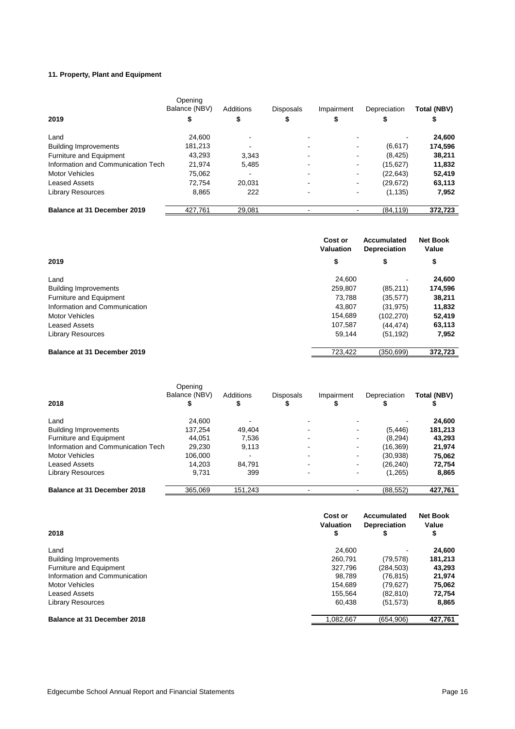**11. Property, Plant and Equipment**

| 2019 | Opening Balance (NBV) $ | Additions $ | Disposals $ | Impairment $ | Depreciation $ | Total (NBV) $ |
|---|---|---|---|---|---|---|
| Land | 24,600 | - | - | - | - | **24,600** |
| Building Improvements | 181,213 | - | - | - | (6,617) | **174,596** |
| Furniture and Equipment | 43,293 | 3,343 | - | - | (8,425) | **38,211** |
| Information and Communication Tech | 21,974 | 5,485 | - | - | (15,627) | **11,832** |
| Motor Vehicles | 75,062 | - | - | - | (22,643) | **52,419** |
| Leased Assets | 72,754 | 20,031 | - | - | (29,672) | **63,113** |
| Library Resources | 8,865 | 222 | - | - | (1,135) | **7,952** |
| **Balance at 31 December 2019** | 427,761 | 29,081 | - | - | (84,119) | **372,723** |

| 2019 | Cost or Valuation $ | Accumulated Depreciation $ | Net Book Value $ |
|---|---|---|---|
| Land | 24,600 | - | **24,600** |
| Building Improvements | 259,807 | (85,211) | **174,596** |
| Furniture and Equipment | 73,788 | (35,577) | **38,211** |
| Information and Communication | 43,807 | (31,975) | **11,832** |
| Motor Vehicles | 154,689 | (102,270) | **52,419** |
| Leased Assets | 107,587 | (44,474) | **63,113** |
| Library Resources | 59,144 | (51,192) | **7,952** |
| **Balance at 31 December 2019** | 723,422 | (350,699) | **372,723** |

| 2018 | Opening Balance (NBV) $ | Additions $ | Disposals $ | Impairment $ | Depreciation $ | Total (NBV) $ |
|---|---|---|---|---|---|---|
| Land | 24,600 | - | - | - | - | **24,600** |
| Building Improvements | 137,254 | 49,404 | - | - | (5,446) | **181,213** |
| Furniture and Equipment | 44,051 | 7,536 | - | - | (8,294) | **43,293** |
| Information and Communication Tech | 29,230 | 9,113 | - | - | (16,369) | **21,974** |
| Motor Vehicles | 106,000 | - | - | - | (30,938) | **75,062** |
| Leased Assets | 14,203 | 84,791 | - | - | (26,240) | **72,754** |
| Library Resources | 9,731 | 399 | - | - | (1,265) | **8,865** |
| **Balance at 31 December 2018** | 365,069 | 151,243 | - | - | (88,552) | **427,761** |

| 2018 | Cost or Valuation $ | Accumulated Depreciation $ | Net Book Value $ |
|---|---|---|---|
| Land | 24,600 | - | **24,600** |
| Building Improvements | 260,791 | (79,578) | **181,213** |
| Furniture and Equipment | 327,796 | (284,503) | **43,293** |
| Information and Communication | 98,789 | (76,815) | **21,974** |
| Motor Vehicles | 154,689 | (79,627) | **75,062** |
| Leased Assets | 155,564 | (82,810) | **72,754** |
| Library Resources | 60,438 | (51,573) | **8,865** |
| **Balance at 31 December 2018** | 1,082,667 | (654,906) | **427,761** |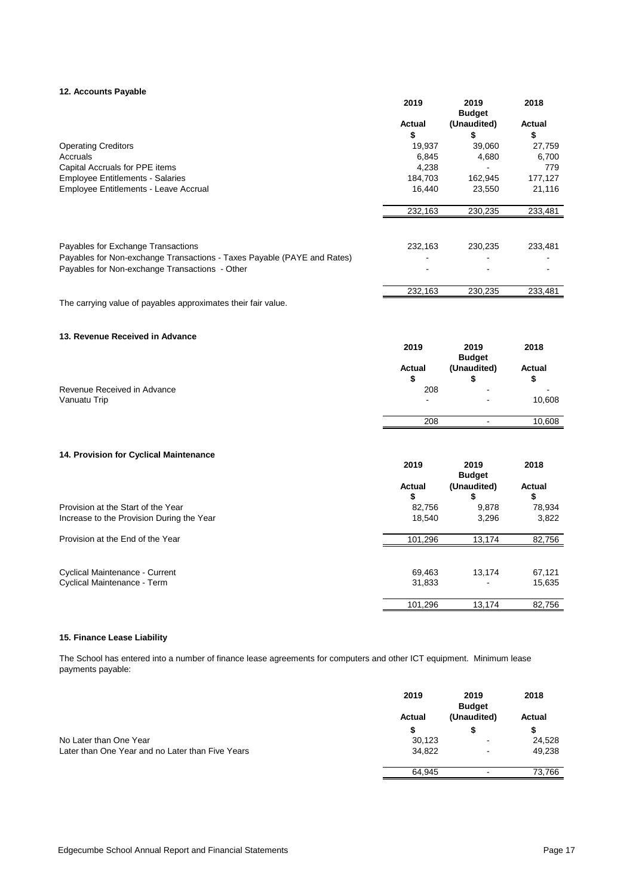### 12. Accounts Payable

| | 2019 Actual $ | 2019 Budget (Unaudited) $ | 2018 Actual $ |
|---|---|---|---|
| Operating Creditors | 19,937 | 39,060 | 27,759 |
| Accruals | 6,845 | 4,680 | 6,700 |
| Capital Accruals for PPE items | 4,238 | - | 779 |
| Employee Entitlements - Salaries | 184,703 | 162,945 | 177,127 |
| Employee Entitlements - Leave Accrual | 16,440 | 23,550 | 21,116 |
| | 232,163 | 230,235 | 233,481 |
| | | | |
| Payables for Exchange Transactions | 232,163 | 230,235 | 233,481 |
| Payables for Non-exchange Transactions - Taxes Payable (PAYE and Rates) | - | - | - |
| Payables for Non-exchange Transactions - Other | - | - | - |
| | 232,163 | 230,235 | 233,481 |

The carrying value of payables approximates their fair value.

### 13. Revenue Received in Advance

| | 2019 Actual $ | 2019 Budget (Unaudited) $ | 2018 Actual $ |
|---|---|---|---|
| Revenue Received in Advance | 208 | - | - |
| Vanuatu Trip | - | - | 10,608 |
| | 208 | - | 10,608 |

### 14. Provision for Cyclical Maintenance

| | 2019 Actual $ | 2019 Budget (Unaudited) $ | 2018 Actual $ |
|---|---|---|---|
| Provision at the Start of the Year | 82,756 | 9,878 | 78,934 |
| Increase to the Provision During the Year | 18,540 | 3,296 | 3,822 |
| Provision at the End of the Year | 101,296 | 13,174 | 82,756 |
| | | | |
| Cyclical Maintenance - Current | 69,463 | 13,174 | 67,121 |
| Cyclical Maintenance - Term | 31,833 | - | 15,635 |
| | 101,296 | 13,174 | 82,756 |

### 15. Finance Lease Liability

The School has entered into a number of finance lease agreements for computers and other ICT equipment. Minimum lease payments payable:

| | 2019 Actual $ | 2019 Budget (Unaudited) $ | 2018 Actual $ |
|---|---|---|---|
| No Later than One Year | 30,123 | - | 24,528 |
| Later than One Year and no Later than Five Years | 34,822 | - | 49,238 |
| | 64,945 | - | 73,766 |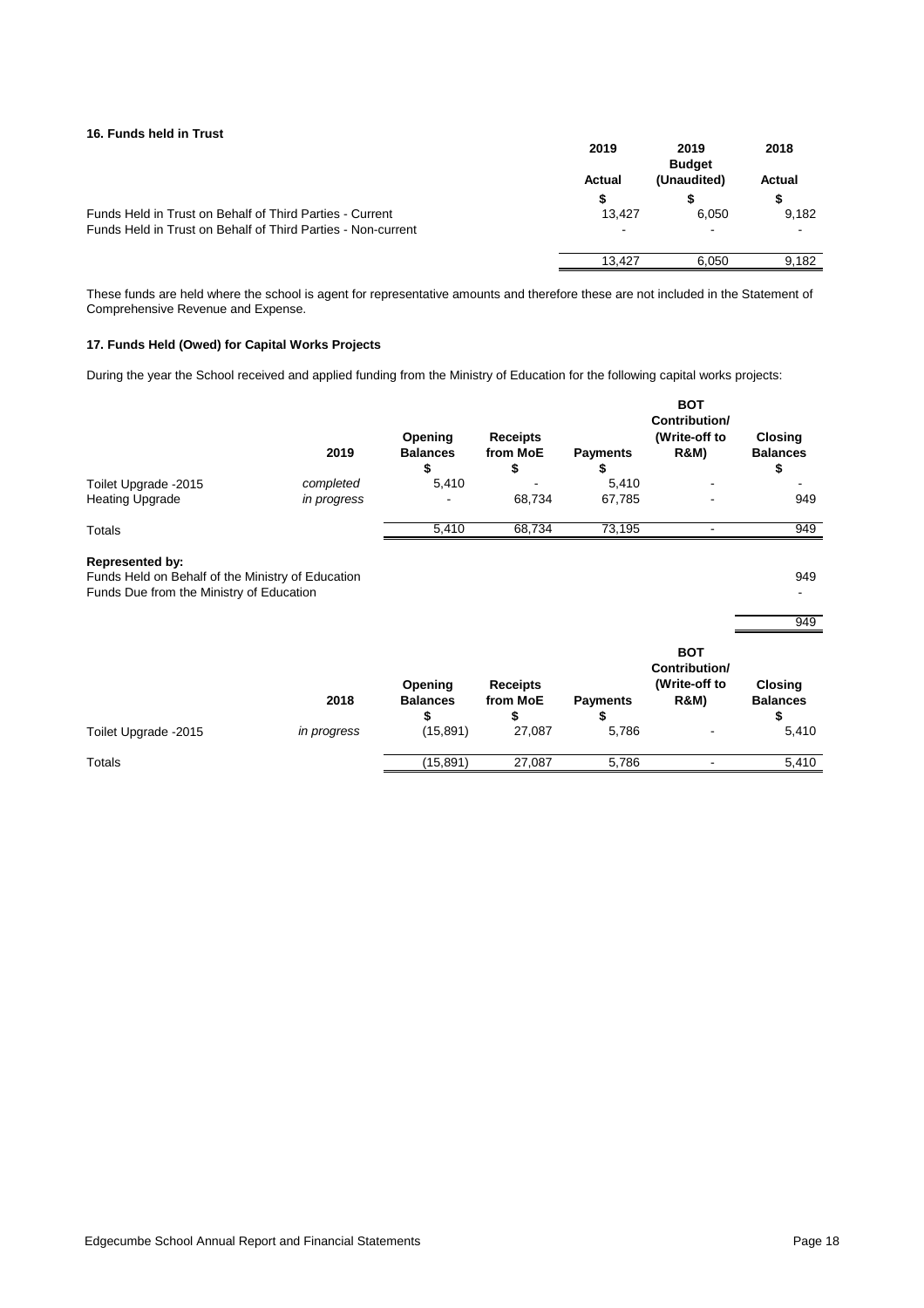### 16. Funds held in Trust

| | 2019 Actual | 2019 Budget (Unaudited) | 2018 Actual |
|---|---|---|---|
| | $ | $ | $ |
| Funds Held in Trust on Behalf of Third Parties - Current | 13,427 | 6,050 | 9,182 |
| Funds Held in Trust on Behalf of Third Parties - Non-current | - | - | - |
| | 13,427 | 6,050 | 9,182 |

These funds are held where the school is agent for representative amounts and therefore these are not included in the Statement of Comprehensive Revenue and Expense.

### 17. Funds Held (Owed) for Capital Works Projects

During the year the School received and applied funding from the Ministry of Education for the following capital works projects:

| | 2019 | Opening Balances $ | Receipts from MoE $ | Payments $ | BOT Contribution/ (Write-off to R&M) | Closing Balances $ |
|---|---|---|---|---|---|---|
| Toilet Upgrade -2015 | *completed* | 5,410 | - | 5,410 | - | - |
| Heating Upgrade | *in progress* | - | 68,734 | 67,785 | - | 949 |
| Totals | | 5,410 | 68,734 | 73,195 | - | 949 |

**Represented by:**

| | |
|---|---|
| Funds Held on Behalf of the Ministry of Education | 949 |
| Funds Due from the Ministry of Education | - |
| | 949 |

| | 2018 | Opening Balances $ | Receipts from MoE $ | Payments $ | BOT Contribution/ (Write-off to R&M) | Closing Balances $ |
|---|---|---|---|---|---|---|
| Toilet Upgrade -2015 | *in progress* | (15,891) | 27,087 | 5,786 | - | 5,410 |
| Totals | | (15,891) | 27,087 | 5,786 | - | 5,410 |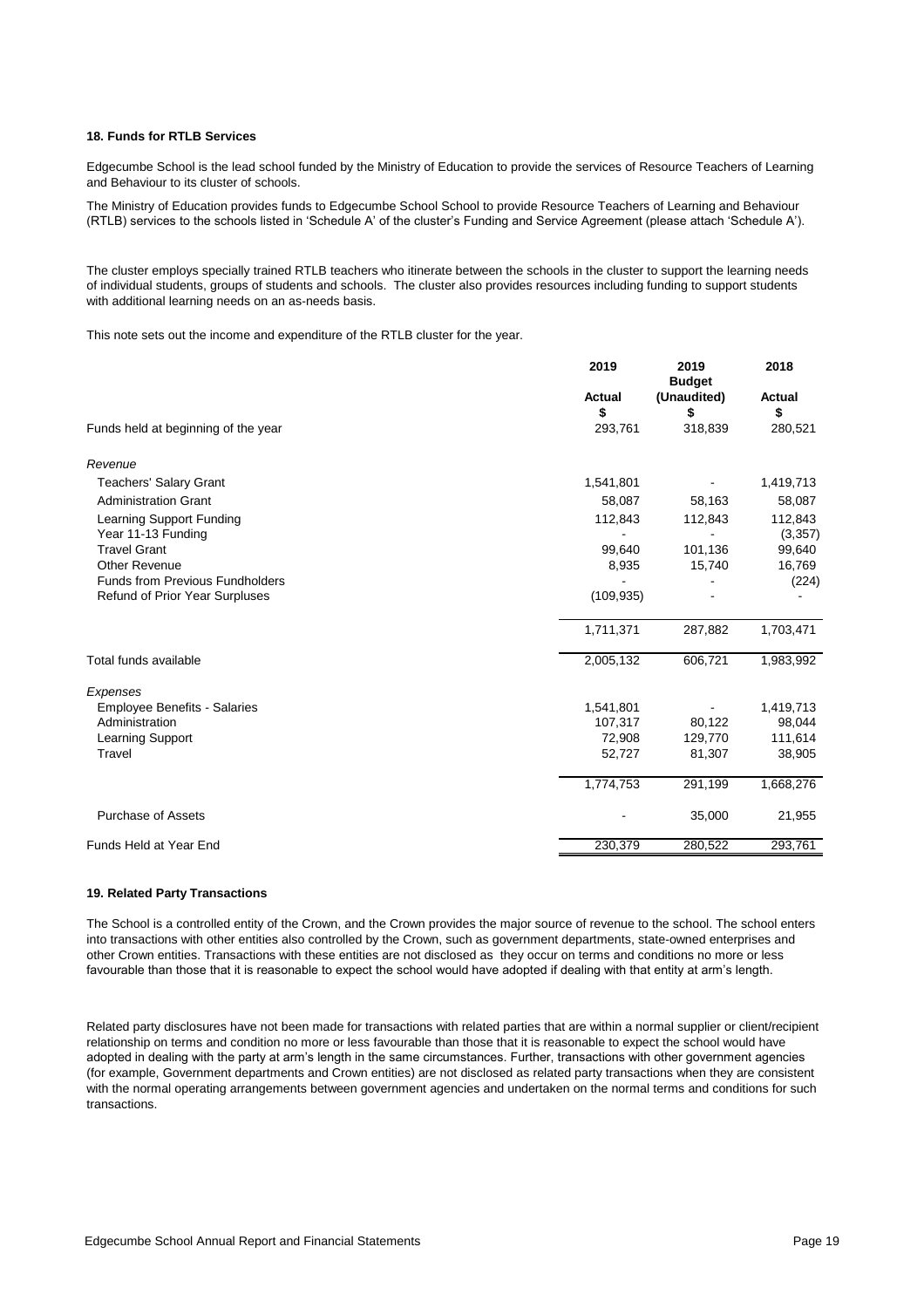### 18. Funds for RTLB Services

Edgecumbe School is the lead school funded by the Ministry of Education to provide the services of Resource Teachers of Learning and Behaviour to its cluster of schools.

The Ministry of Education provides funds to Edgecumbe School School to provide Resource Teachers of Learning and Behaviour (RTLB) services to the schools listed in 'Schedule A' of the cluster's Funding and Service Agreement (please attach 'Schedule A').

The cluster employs specially trained RTLB teachers who itinerate between the schools in the cluster to support the learning needs of individual students, groups of students and schools. The cluster also provides resources including funding to support students with additional learning needs on an as-needs basis.

This note sets out the income and expenditure of the RTLB cluster for the year.

| | 2019 Actual $ | 2019 Budget (Unaudited) $ | 2018 Actual $ |
|---|---|---|---|
| Funds held at beginning of the year | 293,761 | 318,839 | 280,521 |
| *Revenue* | | | |
| Teachers' Salary Grant | 1,541,801 | - | 1,419,713 |
| Administration Grant | 58,087 | 58,163 | 58,087 |
| Learning Support Funding | 112,843 | 112,843 | 112,843 |
| Year 11-13 Funding | - | - | (3,357) |
| Travel Grant | 99,640 | 101,136 | 99,640 |
| Other Revenue | 8,935 | 15,740 | 16,769 |
| Funds from Previous Fundholders | - | - | (224) |
| Refund of Prior Year Surpluses | (109,935) | - | - |
| | 1,711,371 | 287,882 | 1,703,471 |
| Total funds available | 2,005,132 | 606,721 | 1,983,992 |
| *Expenses* | | | |
| Employee Benefits - Salaries | 1,541,801 | - | 1,419,713 |
| Administration | 107,317 | 80,122 | 98,044 |
| Learning Support | 72,908 | 129,770 | 111,614 |
| Travel | 52,727 | 81,307 | 38,905 |
| | 1,774,753 | 291,199 | 1,668,276 |
| Purchase of Assets | - | 35,000 | 21,955 |
| Funds Held at Year End | 230,379 | 280,522 | 293,761 |

### 19. Related Party Transactions

The School is a controlled entity of the Crown, and the Crown provides the major source of revenue to the school. The school enters into transactions with other entities also controlled by the Crown, such as government departments, state-owned enterprises and other Crown entities. Transactions with these entities are not disclosed as they occur on terms and conditions no more or less favourable than those that it is reasonable to expect the school would have adopted if dealing with that entity at arm's length.

Related party disclosures have not been made for transactions with related parties that are within a normal supplier or client/recipient relationship on terms and condition no more or less favourable than those that it is reasonable to expect the school would have adopted in dealing with the party at arm's length in the same circumstances. Further, transactions with other government agencies (for example, Government departments and Crown entities) are not disclosed as related party transactions when they are consistent with the normal operating arrangements between government agencies and undertaken on the normal terms and conditions for such transactions.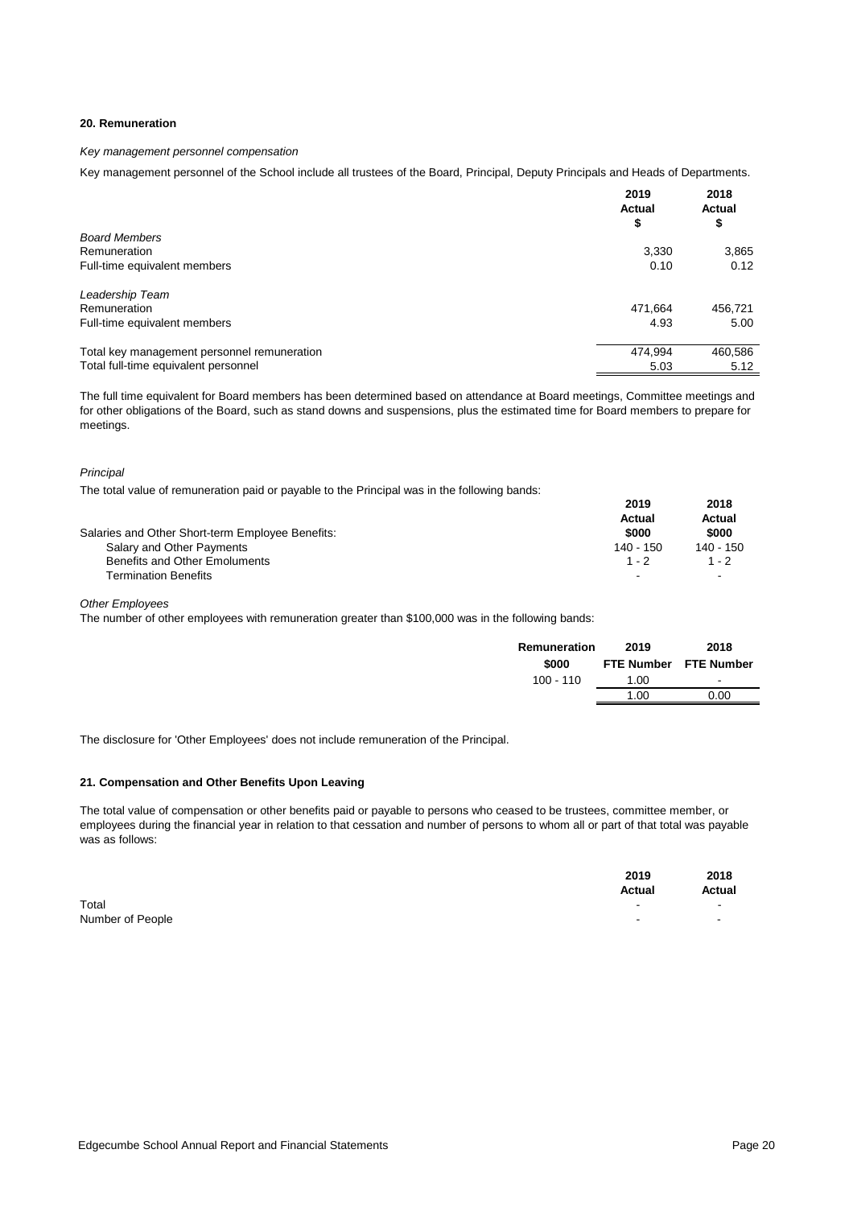### 20. Remuneration

*Key management personnel compensation*

Key management personnel of the School include all trustees of the Board, Principal, Deputy Principals and Heads of Departments.

| | 2019 Actual $ | 2018 Actual $ |
|---|---|---|
| *Board Members* | | |
| Remuneration | 3,330 | 3,865 |
| Full-time equivalent members | 0.10 | 0.12 |
| *Leadership Team* | | |
| Remuneration | 471,664 | 456,721 |
| Full-time equivalent members | 4.93 | 5.00 |
| Total key management personnel remuneration | 474,994 | 460,586 |
| Total full-time equivalent personnel | 5.03 | 5.12 |

The full time equivalent for Board members has been determined based on attendance at Board meetings, Committee meetings and for other obligations of the Board, such as stand downs and suspensions, plus the estimated time for Board members to prepare for meetings.

*Principal*

The total value of remuneration paid or payable to the Principal was in the following bands:

| | 2019 Actual | 2018 Actual |
|---|---|---|
| Salaries and Other Short-term Employee Benefits: | $000 | $000 |
| Salary and Other Payments | 140 - 150 | 140 - 150 |
| Benefits and Other Emoluments | 1 - 2 | 1 - 2 |
| Termination Benefits | - | - |

*Other Employees*

The number of other employees with remuneration greater than $100,000 was in the following bands:

| Remuneration $000 | 2019 FTE Number | 2018 FTE Number |
|---|---|---|
| 100 - 110 | 1.00 | - |
| | 1.00 | 0.00 |

The disclosure for 'Other Employees' does not include remuneration of the Principal.

### 21. Compensation and Other Benefits Upon Leaving

The total value of compensation or other benefits paid or payable to persons who ceased to be trustees, committee member, or employees during the financial year in relation to that cessation and number of persons to whom all or part of that total was payable was as follows:

| | 2019 Actual | 2018 Actual |
|---|---|---|
| Total | - | - |
| Number of People | - | - |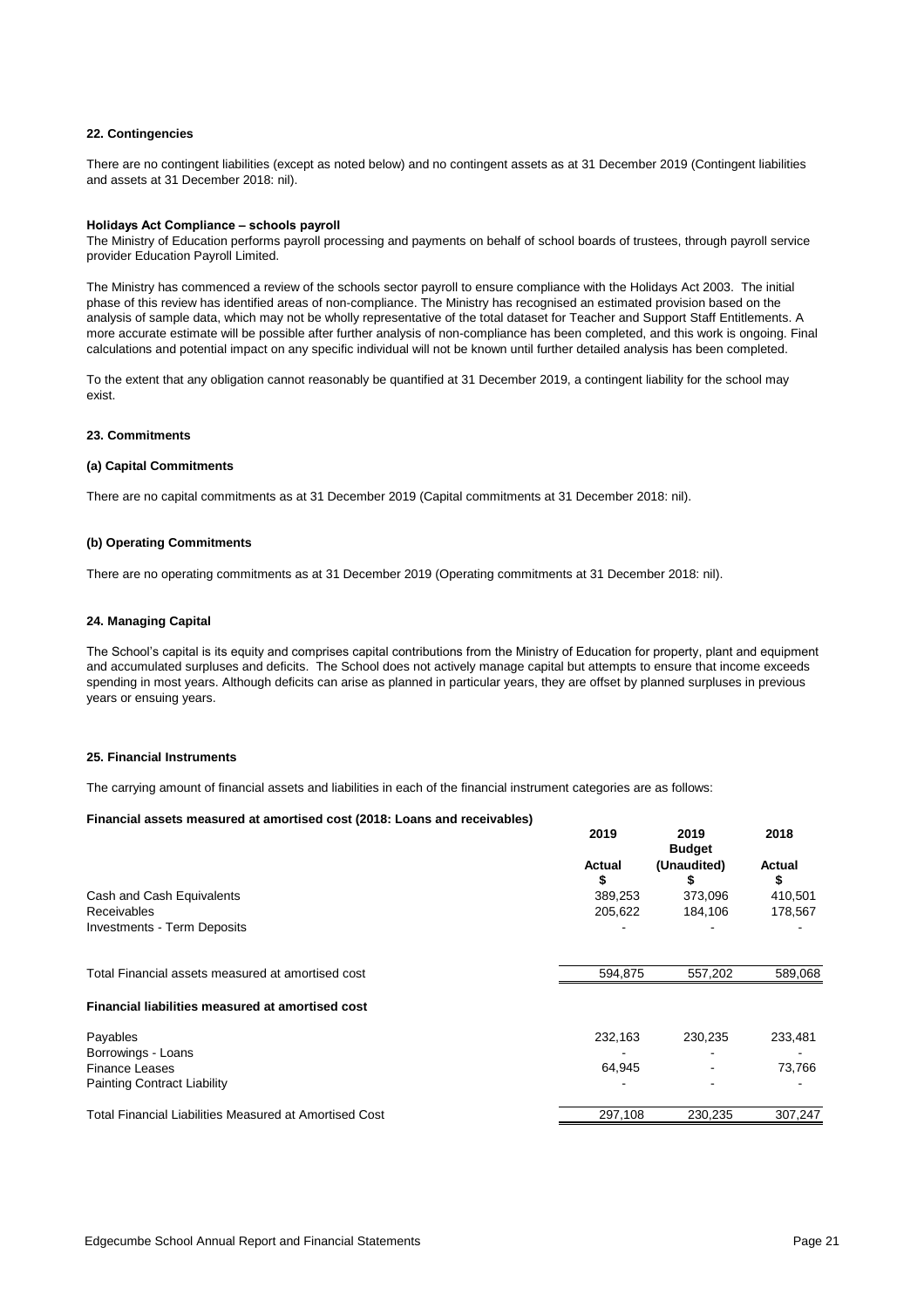**22. Contingencies**

There are no contingent liabilities (except as noted below) and no contingent assets as at 31 December 2019 (Contingent liabilities and assets at 31 December 2018: nil).

**Holidays Act Compliance – schools payroll**

The Ministry of Education performs payroll processing and payments on behalf of school boards of trustees, through payroll service provider Education Payroll Limited.

The Ministry has commenced a review of the schools sector payroll to ensure compliance with the Holidays Act 2003. The initial phase of this review has identified areas of non-compliance. The Ministry has recognised an estimated provision based on the analysis of sample data, which may not be wholly representative of the total dataset for Teacher and Support Staff Entitlements. A more accurate estimate will be possible after further analysis of non-compliance has been completed, and this work is ongoing. Final calculations and potential impact on any specific individual will not be known until further detailed analysis has been completed.

To the extent that any obligation cannot reasonably be quantified at 31 December 2019, a contingent liability for the school may exist.

**23. Commitments**

**(a) Capital Commitments**

There are no capital commitments as at 31 December 2019 (Capital commitments at 31 December 2018: nil).

**(b) Operating Commitments**

There are no operating commitments as at 31 December 2019 (Operating commitments at 31 December 2018: nil).

**24. Managing Capital**

The School's capital is its equity and comprises capital contributions from the Ministry of Education for property, plant and equipment and accumulated surpluses and deficits. The School does not actively manage capital but attempts to ensure that income exceeds spending in most years. Although deficits can arise as planned in particular years, they are offset by planned surpluses in previous years or ensuing years.

**25. Financial Instruments**

The carrying amount of financial assets and liabilities in each of the financial instrument categories are as follows:

| **Financial assets measured at amortised cost (2018: Loans and receivables)** | **2019** | **2019 Budget** | **2018** |
|---|---|---|---|
| | **Actual $** | **(Unaudited) $** | **Actual $** |
| Cash and Cash Equivalents | 389,253 | 373,096 | 410,501 |
| Receivables | 205,622 | 184,106 | 178,567 |
| Investments - Term Deposits | - | - | - |
| Total Financial assets measured at amortised cost | 594,875 | 557,202 | 589,068 |
| **Financial liabilities measured at amortised cost** | | | |
| Payables | 232,163 | 230,235 | 233,481 |
| Borrowings - Loans | - | - | - |
| Finance Leases | 64,945 | - | 73,766 |
| Painting Contract Liability | - | - | - |
| Total Financial Liabilities Measured at Amortised Cost | 297,108 | 230,235 | 307,247 |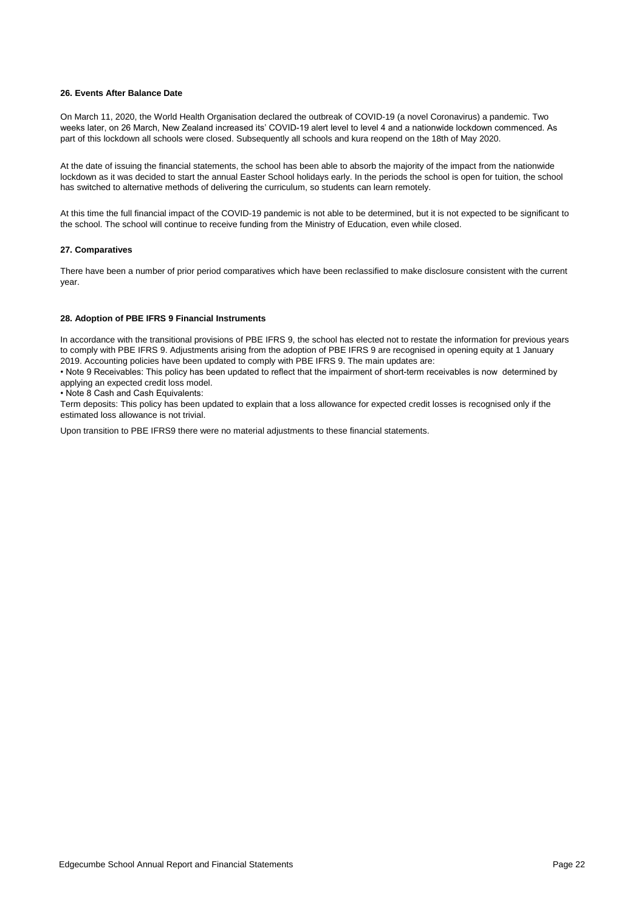#### 26. Events After Balance Date

On March 11, 2020, the World Health Organisation declared the outbreak of COVID-19 (a novel Coronavirus) a pandemic. Two weeks later, on 26 March, New Zealand increased its' COVID-19 alert level to level 4 and a nationwide lockdown commenced. As part of this lockdown all schools were closed. Subsequently all schools and kura reopend on the 18th of May 2020.

At the date of issuing the financial statements, the school has been able to absorb the majority of the impact from the nationwide lockdown as it was decided to start the annual Easter School holidays early. In the periods the school is open for tuition, the school has switched to alternative methods of delivering the curriculum, so students can learn remotely.

At this time the full financial impact of the COVID-19 pandemic is not able to be determined, but it is not expected to be significant to the school. The school will continue to receive funding from the Ministry of Education, even while closed.

#### 27. Comparatives

There have been a number of prior period comparatives which have been reclassified to make disclosure consistent with the current year.

#### 28. Adoption of PBE IFRS 9 Financial Instruments

In accordance with the transitional provisions of PBE IFRS 9, the school has elected not to restate the information for previous years to comply with PBE IFRS 9. Adjustments arising from the adoption of PBE IFRS 9 are recognised in opening equity at 1 January 2019. Accounting policies have been updated to comply with PBE IFRS 9. The main updates are:

• Note 9 Receivables: This policy has been updated to reflect that the impairment of short-term receivables is now determined by applying an expected credit loss model.

• Note 8 Cash and Cash Equivalents:

Term deposits: This policy has been updated to explain that a loss allowance for expected credit losses is recognised only if the estimated loss allowance is not trivial.

Upon transition to PBE IFRS9 there were no material adjustments to these financial statements.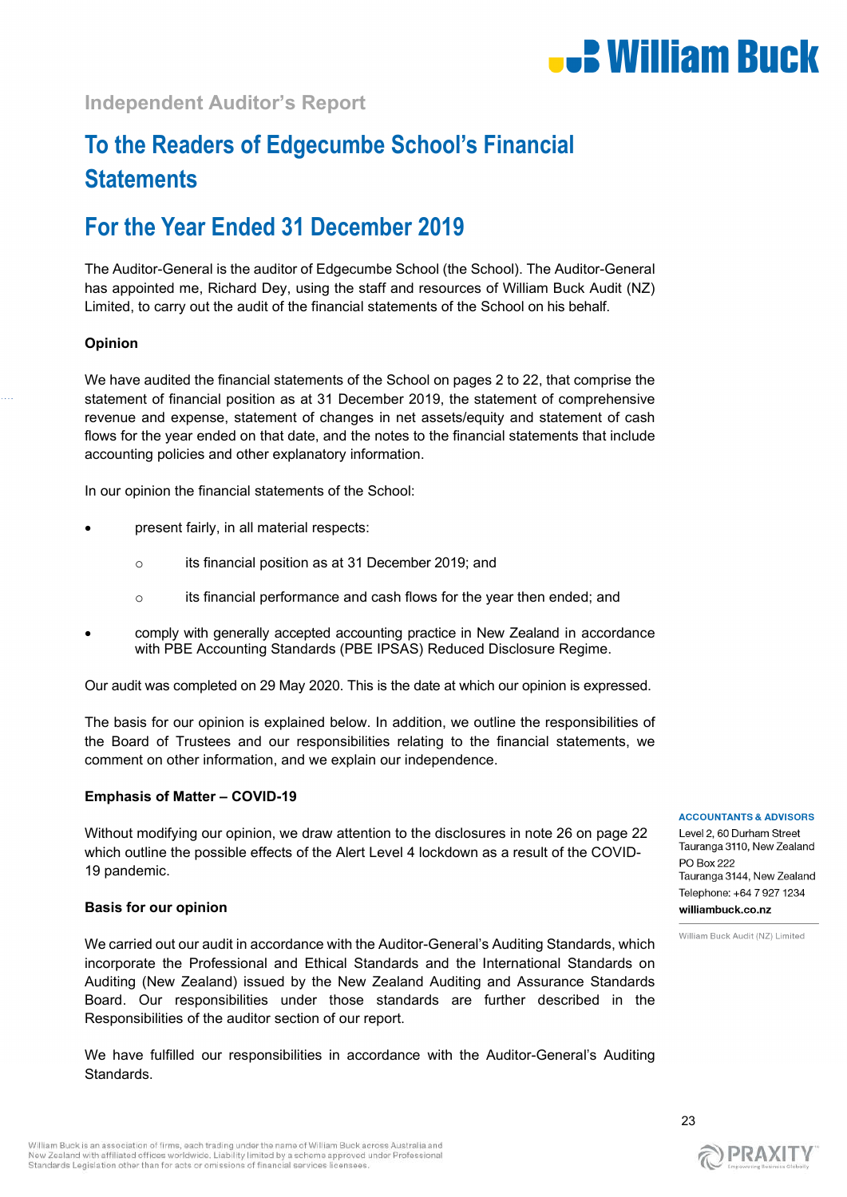Independent Auditor's Report

# To the Readers of Edgecumbe School's Financial Statements

# For the Year Ended 31 December 2019

The Auditor-General is the auditor of Edgecumbe School (the School). The Auditor-General has appointed me, Richard Dey, using the staff and resources of William Buck Audit (NZ) Limited, to carry out the audit of the financial statements of the School on his behalf.

**Opinion**

We have audited the financial statements of the School on pages 2 to 22, that comprise the statement of financial position as at 31 December 2019, the statement of comprehensive revenue and expense, statement of changes in net assets/equity and statement of cash flows for the year ended on that date, and the notes to the financial statements that include accounting policies and other explanatory information.

In our opinion the financial statements of the School:

- present fairly, in all material respects:
  - its financial position as at 31 December 2019; and
  - its financial performance and cash flows for the year then ended; and
- comply with generally accepted accounting practice in New Zealand in accordance with PBE Accounting Standards (PBE IPSAS) Reduced Disclosure Regime.

Our audit was completed on 29 May 2020. This is the date at which our opinion is expressed.

The basis for our opinion is explained below. In addition, we outline the responsibilities of the Board of Trustees and our responsibilities relating to the financial statements, we comment on other information, and we explain our independence.

**Emphasis of Matter – COVID-19**

Without modifying our opinion, we draw attention to the disclosures in note 26 on page 22 which outline the possible effects of the Alert Level 4 lockdown as a result of the COVID-19 pandemic.

**Basis for our opinion**

We carried out our audit in accordance with the Auditor-General's Auditing Standards, which incorporate the Professional and Ethical Standards and the International Standards on Auditing (New Zealand) issued by the New Zealand Auditing and Assurance Standards Board. Our responsibilities under those standards are further described in the Responsibilities of the auditor section of our report.

We have fulfilled our responsibilities in accordance with the Auditor-General's Auditing Standards.

**ACCOUNTANTS & ADVISORS**
Level 2, 60 Durham Street
Tauranga 3110, New Zealand
PO Box 222
Tauranga 3144, New Zealand
Telephone: +64 7 927 1234
williambuck.co.nz

William Buck Audit (NZ) Limited

William Buck is an association of firms, each trading under the name of William Buck across Australia and New Zealand with affiliated offices worldwide. Liability limited by a scheme approved under Professional Standards Legislation other than for acts or omissions of financial services licensees.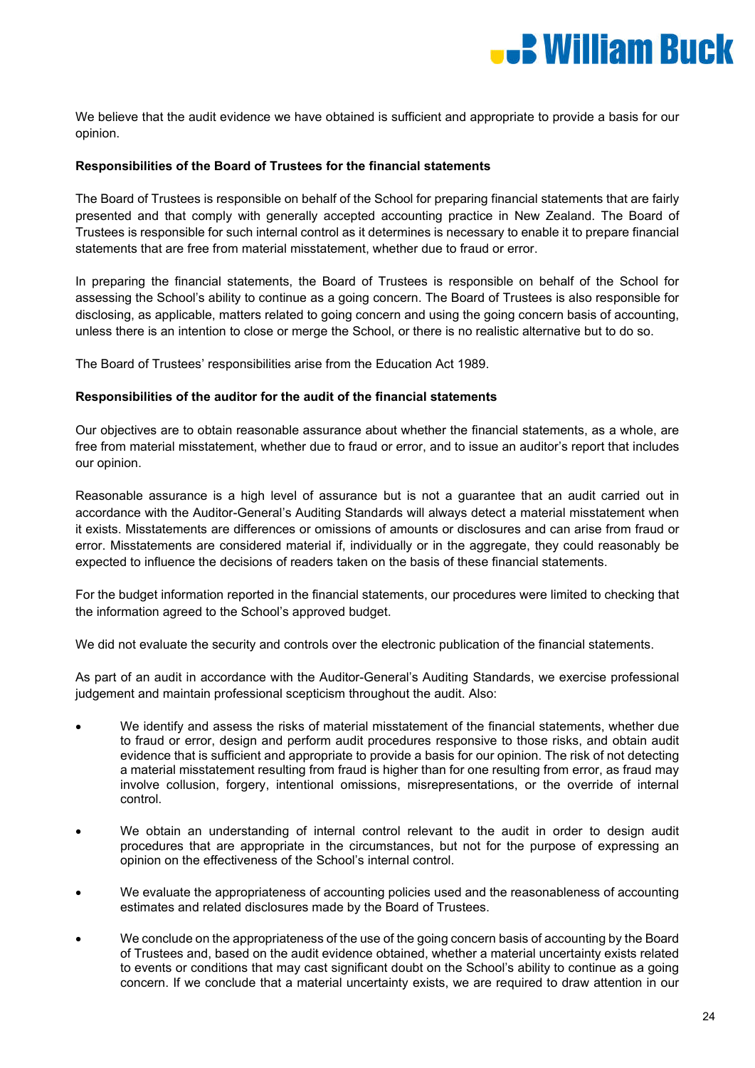We believe that the audit evidence we have obtained is sufficient and appropriate to provide a basis for our opinion.

**Responsibilities of the Board of Trustees for the financial statements**

The Board of Trustees is responsible on behalf of the School for preparing financial statements that are fairly presented and that comply with generally accepted accounting practice in New Zealand. The Board of Trustees is responsible for such internal control as it determines is necessary to enable it to prepare financial statements that are free from material misstatement, whether due to fraud or error.

In preparing the financial statements, the Board of Trustees is responsible on behalf of the School for assessing the School's ability to continue as a going concern. The Board of Trustees is also responsible for disclosing, as applicable, matters related to going concern and using the going concern basis of accounting, unless there is an intention to close or merge the School, or there is no realistic alternative but to do so.

The Board of Trustees' responsibilities arise from the Education Act 1989.

**Responsibilities of the auditor for the audit of the financial statements**

Our objectives are to obtain reasonable assurance about whether the financial statements, as a whole, are free from material misstatement, whether due to fraud or error, and to issue an auditor's report that includes our opinion.

Reasonable assurance is a high level of assurance but is not a guarantee that an audit carried out in accordance with the Auditor-General's Auditing Standards will always detect a material misstatement when it exists. Misstatements are differences or omissions of amounts or disclosures and can arise from fraud or error. Misstatements are considered material if, individually or in the aggregate, they could reasonably be expected to influence the decisions of readers taken on the basis of these financial statements.

For the budget information reported in the financial statements, our procedures were limited to checking that the information agreed to the School's approved budget.

We did not evaluate the security and controls over the electronic publication of the financial statements.

As part of an audit in accordance with the Auditor-General's Auditing Standards, we exercise professional judgement and maintain professional scepticism throughout the audit. Also:

- We identify and assess the risks of material misstatement of the financial statements, whether due to fraud or error, design and perform audit procedures responsive to those risks, and obtain audit evidence that is sufficient and appropriate to provide a basis for our opinion. The risk of not detecting a material misstatement resulting from fraud is higher than for one resulting from error, as fraud may involve collusion, forgery, intentional omissions, misrepresentations, or the override of internal control.

- We obtain an understanding of internal control relevant to the audit in order to design audit procedures that are appropriate in the circumstances, but not for the purpose of expressing an opinion on the effectiveness of the School's internal control.

- We evaluate the appropriateness of accounting policies used and the reasonableness of accounting estimates and related disclosures made by the Board of Trustees.

- We conclude on the appropriateness of the use of the going concern basis of accounting by the Board of Trustees and, based on the audit evidence obtained, whether a material uncertainty exists related to events or conditions that may cast significant doubt on the School's ability to continue as a going concern. If we conclude that a material uncertainty exists, we are required to draw attention in our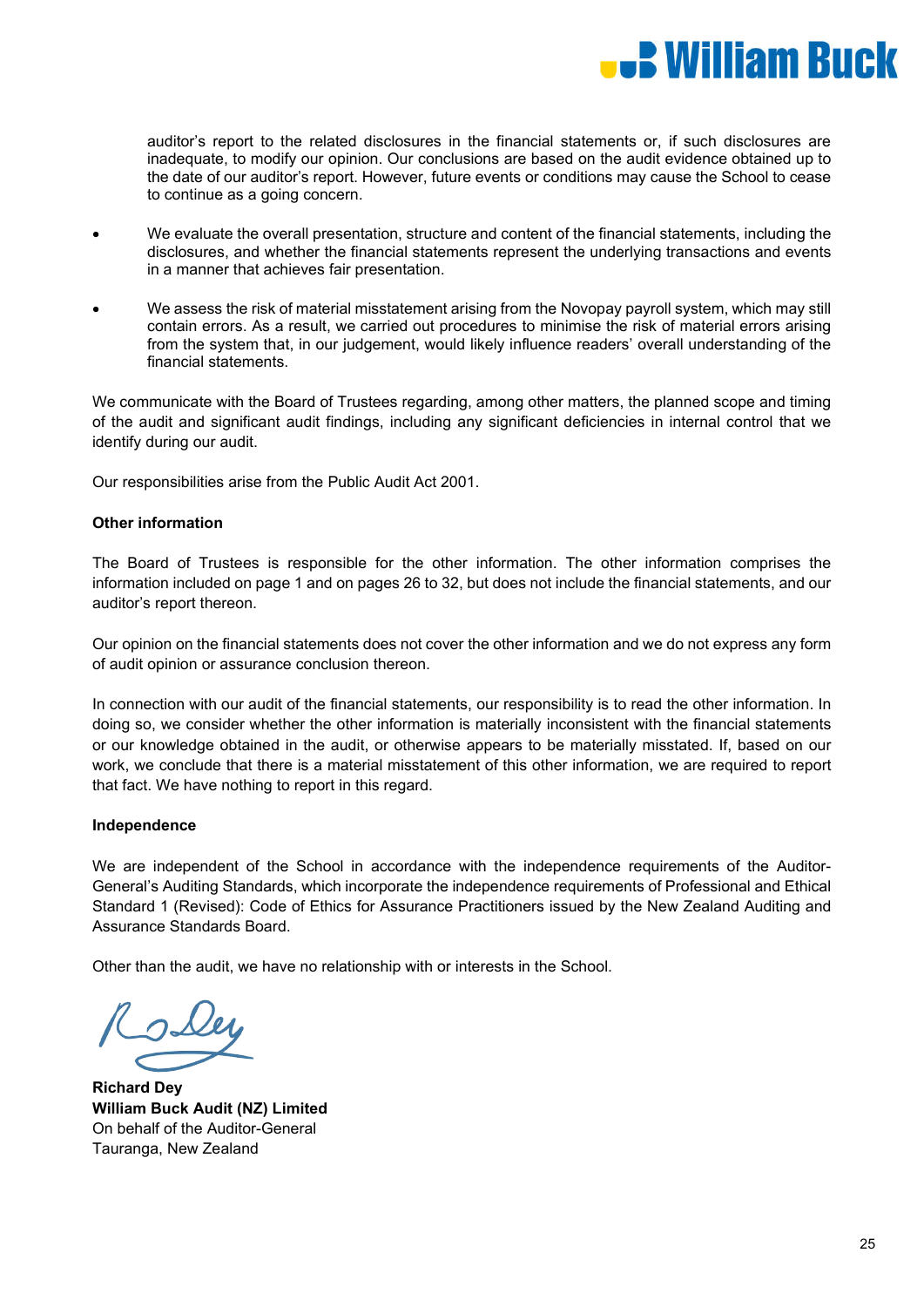auditor's report to the related disclosures in the financial statements or, if such disclosures are inadequate, to modify our opinion. Our conclusions are based on the audit evidence obtained up to the date of our auditor's report. However, future events or conditions may cause the School to cease to continue as a going concern.

- We evaluate the overall presentation, structure and content of the financial statements, including the disclosures, and whether the financial statements represent the underlying transactions and events in a manner that achieves fair presentation.

- We assess the risk of material misstatement arising from the Novopay payroll system, which may still contain errors. As a result, we carried out procedures to minimise the risk of material errors arising from the system that, in our judgement, would likely influence readers' overall understanding of the financial statements.

We communicate with the Board of Trustees regarding, among other matters, the planned scope and timing of the audit and significant audit findings, including any significant deficiencies in internal control that we identify during our audit.

Our responsibilities arise from the Public Audit Act 2001.

**Other information**

The Board of Trustees is responsible for the other information. The other information comprises the information included on page 1 and on pages 26 to 32, but does not include the financial statements, and our auditor's report thereon.

Our opinion on the financial statements does not cover the other information and we do not express any form of audit opinion or assurance conclusion thereon.

In connection with our audit of the financial statements, our responsibility is to read the other information. In doing so, we consider whether the other information is materially inconsistent with the financial statements or our knowledge obtained in the audit, or otherwise appears to be materially misstated. If, based on our work, we conclude that there is a material misstatement of this other information, we are required to report that fact. We have nothing to report in this regard.

**Independence**

We are independent of the School in accordance with the independence requirements of the Auditor-General's Auditing Standards, which incorporate the independence requirements of Professional and Ethical Standard 1 (Revised): Code of Ethics for Assurance Practitioners issued by the New Zealand Auditing and Assurance Standards Board.

Other than the audit, we have no relationship with or interests in the School.

**Richard Dey**
**William Buck Audit (NZ) Limited**
On behalf of the Auditor-General
Tauranga, New Zealand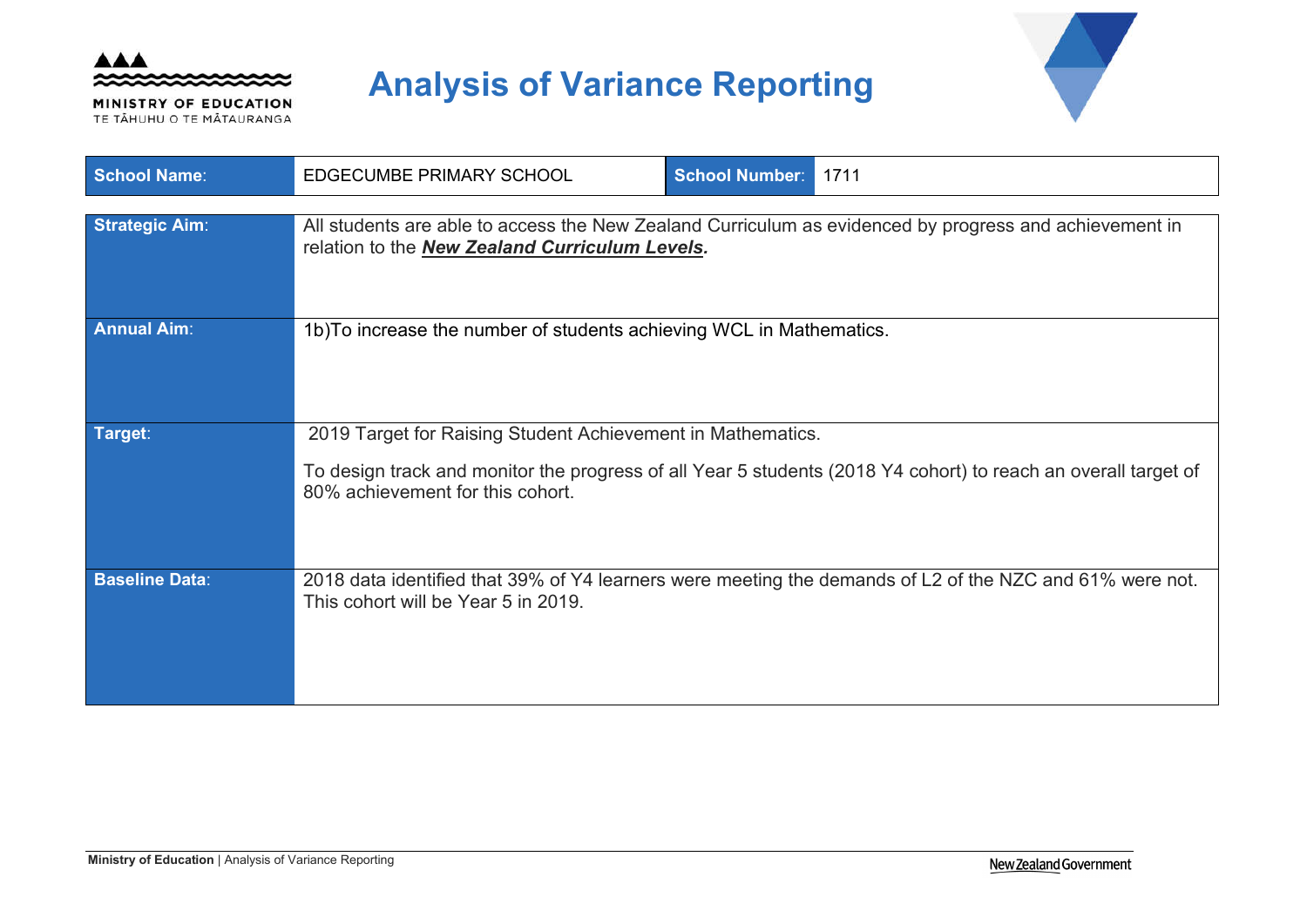# Analysis of Variance Reporting

| School Name: | EDGECUMBE PRIMARY SCHOOL | School Number: | 1711 |
|---|---|---|---|

| | |
|---|---|
| **Strategic Aim**: | All students are able to access the New Zealand Curriculum as evidenced by progress and achievement in relation to the ***New Zealand Curriculum Levels.*** |
| **Annual Aim**: | 1b)To increase the number of students achieving WCL in Mathematics. |
| **Target**: | 2019 Target for Raising Student Achievement in Mathematics.<br><br>To design track and monitor the progress of all Year 5 students (2018 Y4 cohort) to reach an overall target of 80% achievement for this cohort. |
| **Baseline Data**: | 2018 data identified that 39% of Y4 learners were meeting the demands of L2 of the NZC and 61% were not. This cohort will be Year 5 in 2019. |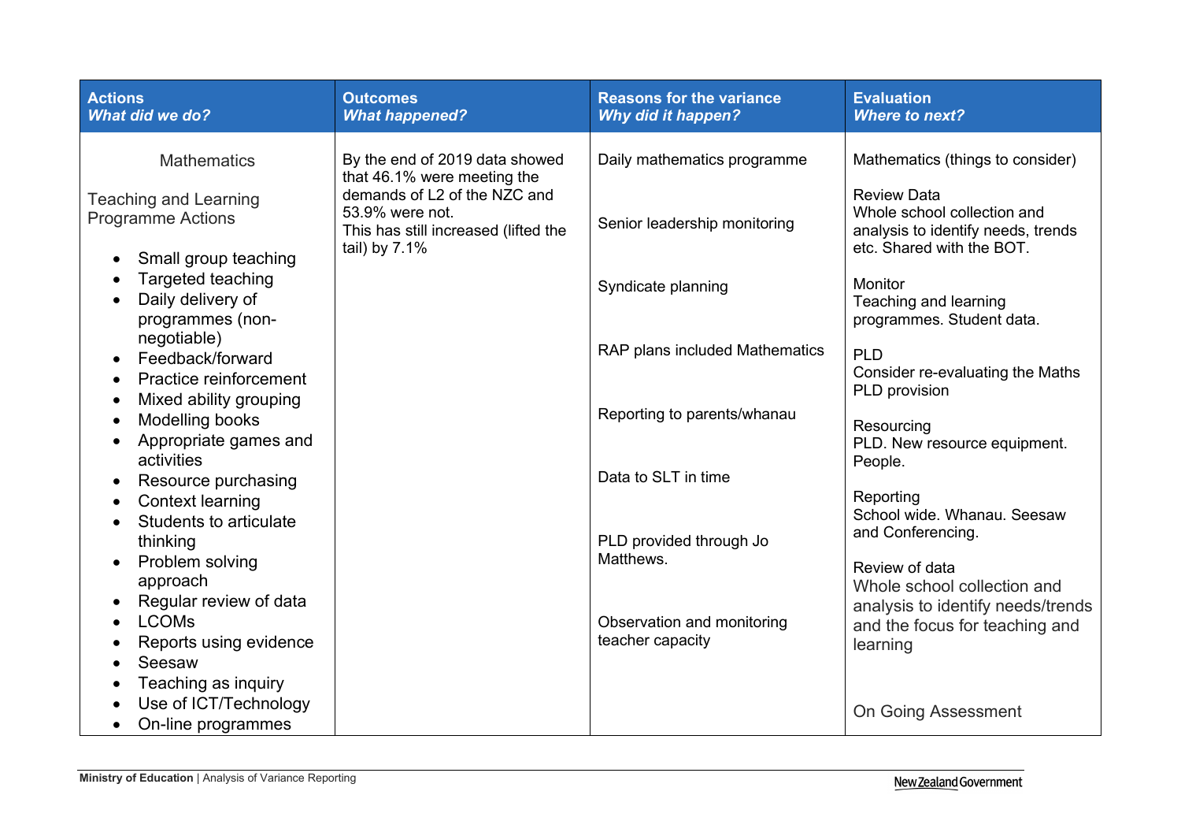| Actions<br>*What did we do?* | Outcomes<br>*What happened?* | Reasons for the variance<br>*Why did it happen?* | Evaluation<br>*Where to next?* |
|---|---|---|---|
| Mathematics<br><br>Teaching and Learning Programme Actions<br><br>• Small group teaching<br>• Targeted teaching<br>• Daily delivery of programmes (non-negotiable)<br>• Feedback/forward<br>• Practice reinforcement<br>• Mixed ability grouping<br>• Modelling books<br>• Appropriate games and activities<br>• Resource purchasing<br>• Context learning<br>• Students to articulate thinking<br>• Problem solving approach<br>• Regular review of data<br>• LCOMs<br>• Reports using evidence<br>• Seesaw<br>• Teaching as inquiry<br>• Use of ICT/Technology<br>• On-line programmes | By the end of 2019 data showed that 46.1% were meeting the demands of L2 of the NZC and 53.9% were not.<br>This has still increased (lifted the tail) by 7.1% | Daily mathematics programme<br><br>Senior leadership monitoring<br><br>Syndicate planning<br><br>RAP plans included Mathematics<br><br>Reporting to parents/whanau<br><br>Data to SLT in time<br><br>PLD provided through Jo Matthews.<br><br>Observation and monitoring teacher capacity | Mathematics (things to consider)<br><br>Review Data<br>Whole school collection and analysis to identify needs, trends etc. Shared with the BOT.<br><br>Monitor<br>Teaching and learning programmes. Student data.<br><br>PLD<br>Consider re-evaluating the Maths PLD provision<br><br>Resourcing<br>PLD. New resource equipment. People.<br><br>Reporting<br>School wide. Whanau. Seesaw and Conferencing.<br><br>Review of data<br>Whole school collection and analysis to identify needs/trends and the focus for teaching and learning<br><br>On Going Assessment |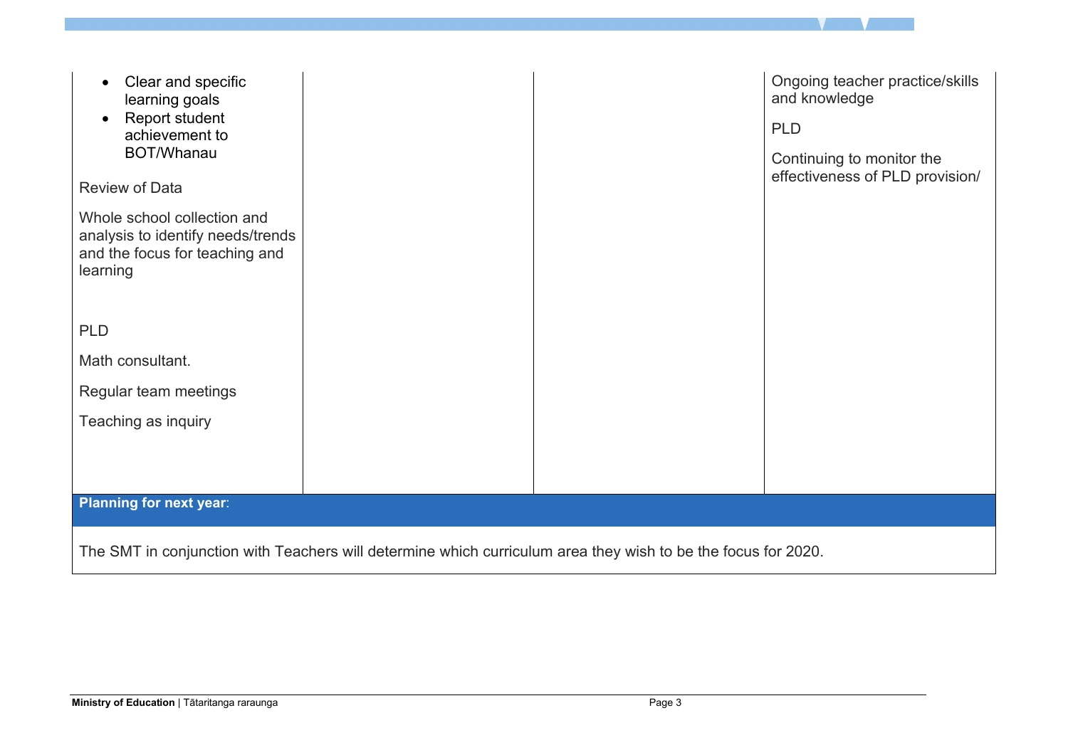| | | | |
|---|---|---|---|
| <ul><li>Clear and specific learning goals</li><li>Report student achievement to BOT/Whanau</li></ul>Review of Data<br><br>Whole school collection and analysis to identify needs/trends and the focus for teaching and learning<br><br>PLD<br><br>Math consultant.<br><br>Regular team meetings<br><br>Teaching as inquiry | | | Ongoing teacher practice/skills and knowledge<br><br>PLD<br><br>Continuing to monitor the effectiveness of PLD provision/ |

**Planning for next year**:

The SMT in conjunction with Teachers will determine which curriculum area they wish to be the focus for 2020.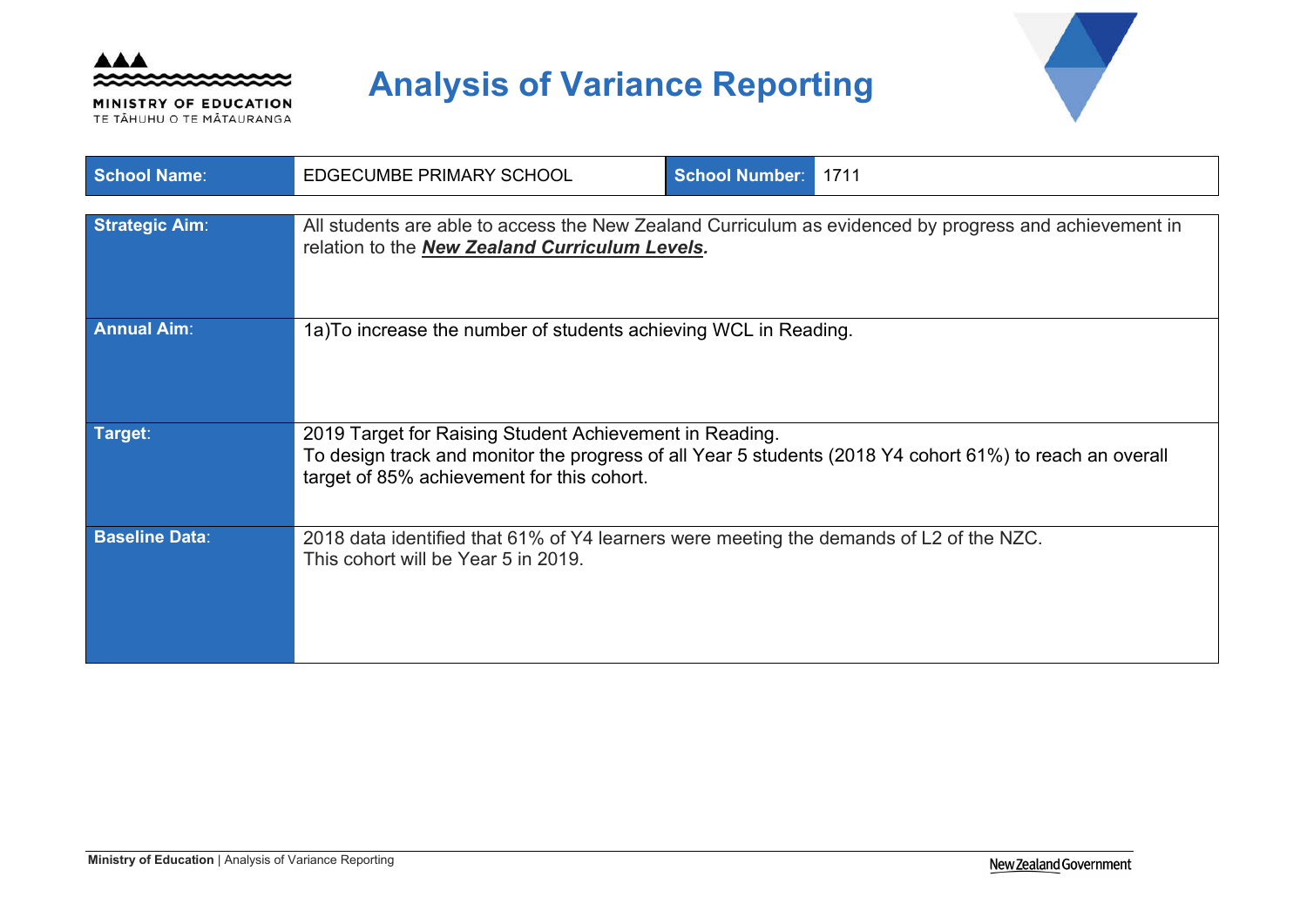# Analysis of Variance Reporting

| School Name: | EDGECUMBE PRIMARY SCHOOL | School Number: | 1711 |
|---|---|---|---|

| | |
|---|---|
| **Strategic Aim**: | All students are able to access the New Zealand Curriculum as evidenced by progress and achievement in relation to the ***New Zealand Curriculum Levels.*** |
| **Annual Aim**: | 1a)To increase the number of students achieving WCL in Reading. |
| **Target**: | 2019 Target for Raising Student Achievement in Reading.<br>To design track and monitor the progress of all Year 5 students (2018 Y4 cohort 61%) to reach an overall target of 85% achievement for this cohort. |
| **Baseline Data**: | 2018 data identified that 61% of Y4 learners were meeting the demands of L2 of the NZC.<br>This cohort will be Year 5 in 2019. |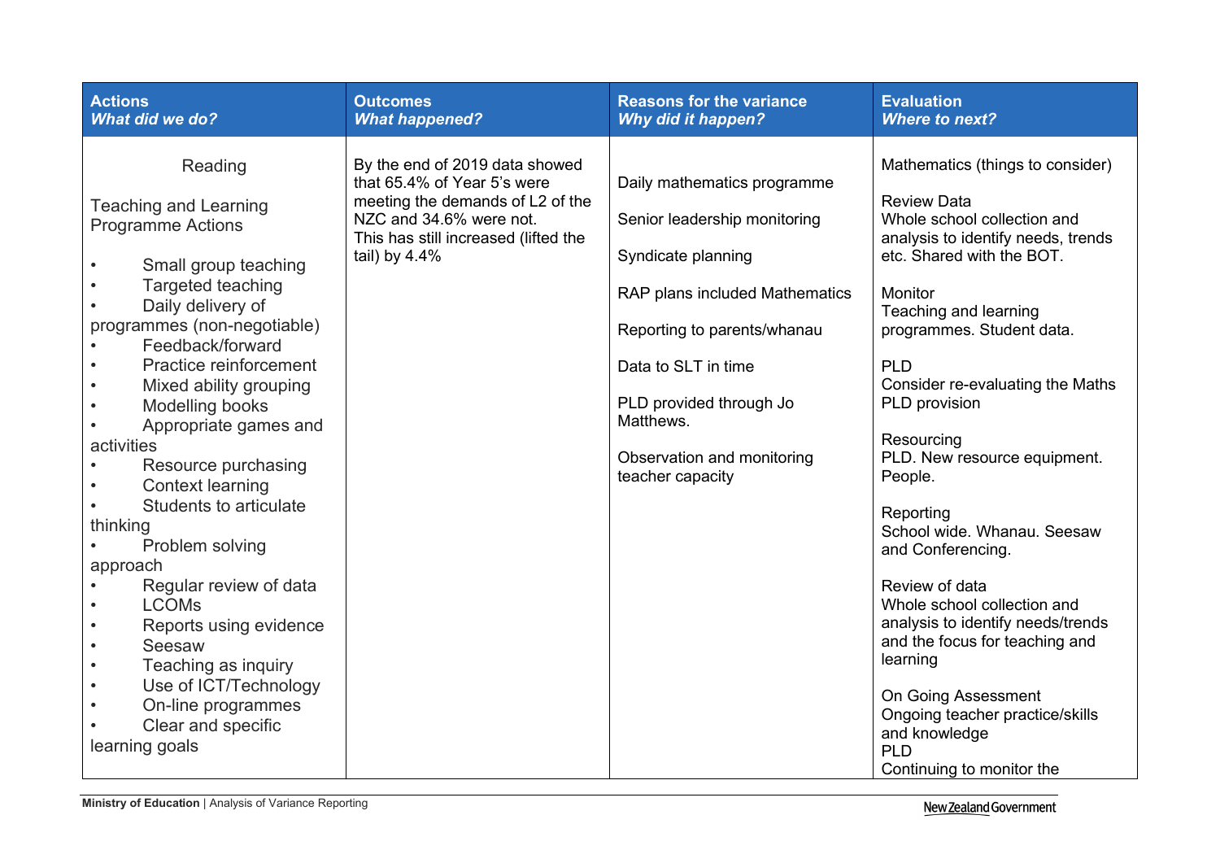| **Actions** *What did we do?* | **Outcomes** *What happened?* | **Reasons for the variance** *Why did it happen?* | **Evaluation** *Where to next?* |
|---|---|---|---|
| Reading<br><br>Teaching and Learning Programme Actions<br><br>• Small group teaching<br>• Targeted teaching<br>• Daily delivery of programmes (non-negotiable)<br>• Feedback/forward<br>• Practice reinforcement<br>• Mixed ability grouping<br>• Modelling books<br>• Appropriate games and activities<br>• Resource purchasing<br>• Context learning<br>• Students to articulate thinking<br>• Problem solving approach<br>• Regular review of data<br>• LCOMs<br>• Reports using evidence<br>• Seesaw<br>• Teaching as inquiry<br>• Use of ICT/Technology<br>• On-line programmes<br>• Clear and specific learning goals | By the end of 2019 data showed that 65.4% of Year 5's were meeting the demands of L2 of the NZC and 34.6% were not.<br>This has still increased (lifted the tail) by 4.4% | Daily mathematics programme<br><br>Senior leadership monitoring<br><br>Syndicate planning<br><br>RAP plans included Mathematics<br><br>Reporting to parents/whanau<br><br>Data to SLT in time<br><br>PLD provided through Jo Matthews.<br><br>Observation and monitoring teacher capacity | Mathematics (things to consider)<br><br>Review Data<br>Whole school collection and analysis to identify needs, trends etc. Shared with the BOT.<br><br>Monitor<br>Teaching and learning programmes. Student data.<br><br>PLD<br>Consider re-evaluating the Maths PLD provision<br><br>Resourcing<br>PLD. New resource equipment. People.<br><br>Reporting<br>School wide. Whanau. Seesaw and Conferencing.<br><br>Review of data<br>Whole school collection and analysis to identify needs/trends and the focus for teaching and learning<br><br>On Going Assessment<br>Ongoing teacher practice/skills and knowledge<br>PLD<br>Continuing to monitor the |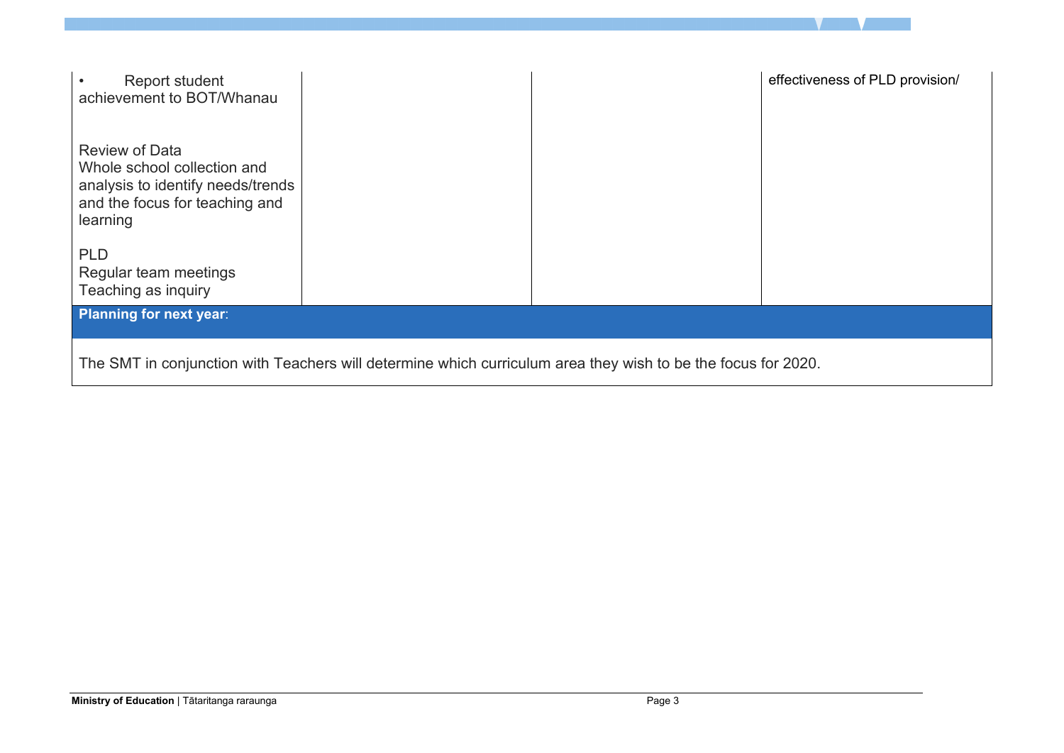| | | | |
|---|---|---|---|
| • Report student achievement to BOT/Whanau<br><br>Review of Data<br>Whole school collection and analysis to identify needs/trends and the focus for teaching and learning<br><br>PLD<br>Regular team meetings<br>Teaching as inquiry | | | effectiveness of PLD provision/ |

**Planning for next year**:

The SMT in conjunction with Teachers will determine which curriculum area they wish to be the focus for 2020.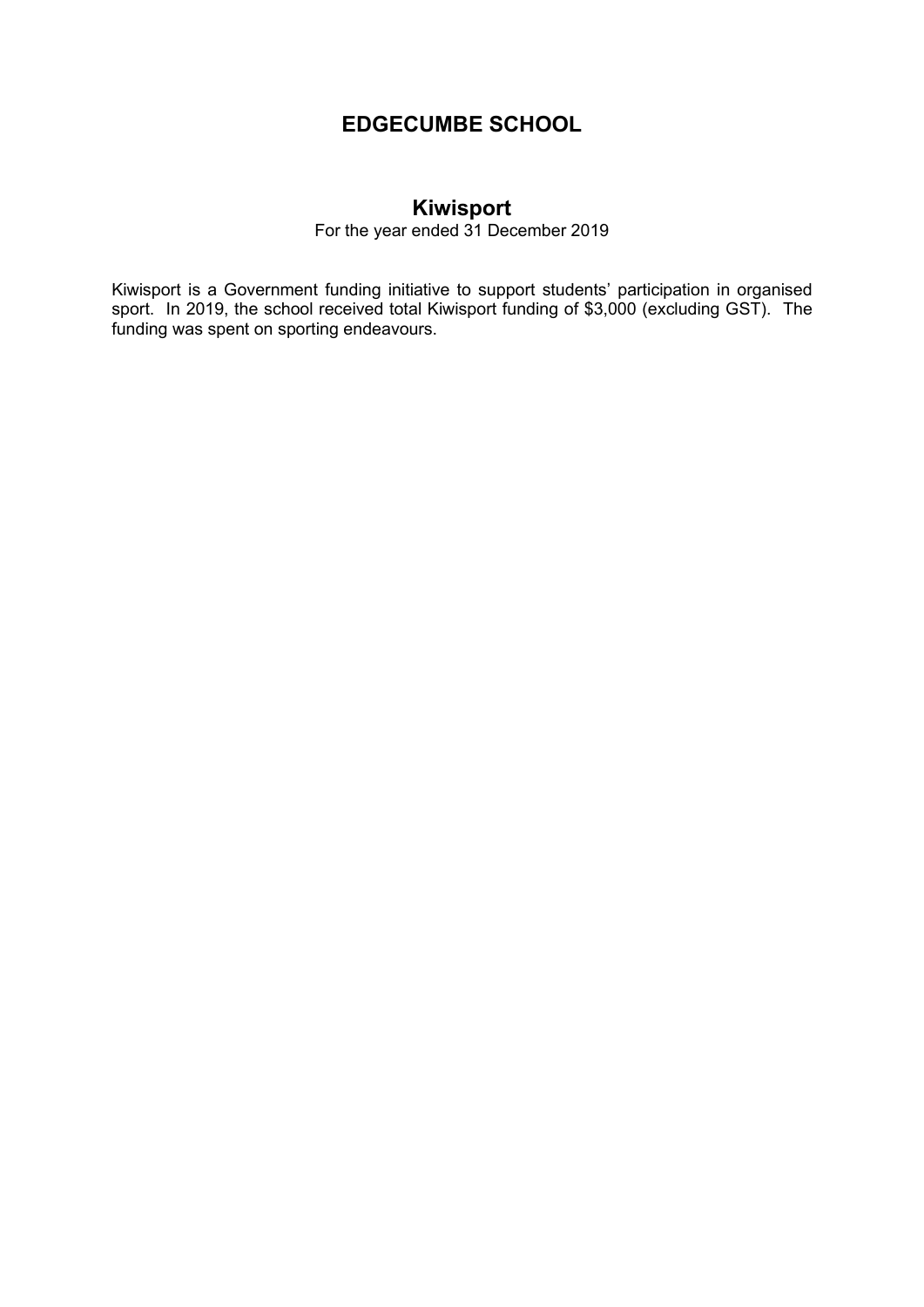# EDGECUMBE SCHOOL

## Kiwisport

For the year ended 31 December 2019

Kiwisport is a Government funding initiative to support students' participation in organised sport. In 2019, the school received total Kiwisport funding of $3,000 (excluding GST). The funding was spent on sporting endeavours.